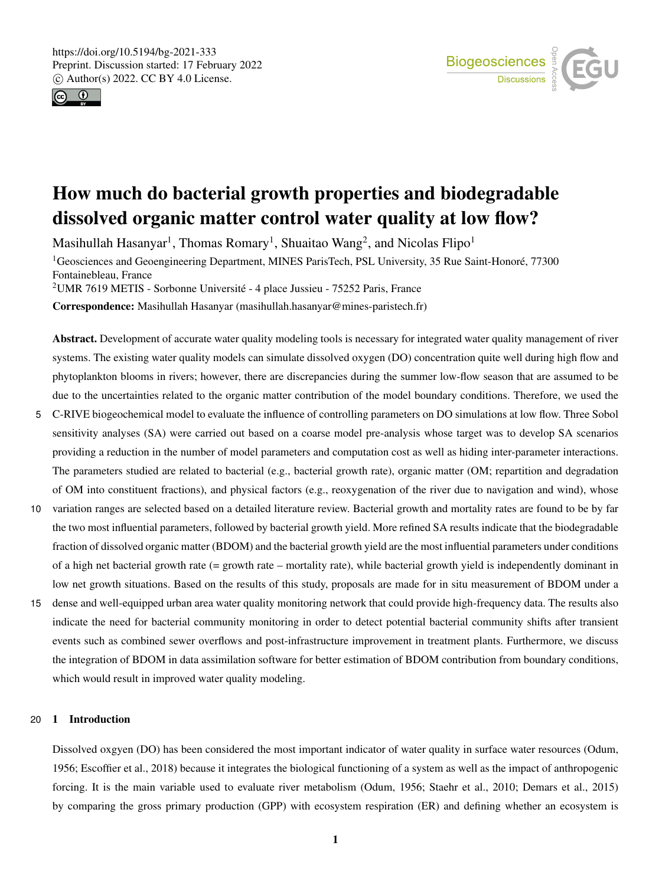# How much do bacterial growth properties and biodegradable dissolved organic matter control water quality at low flow?

Masihullah Hasanyar[1], Thomas Romary[1], Shuaitao Wang[2], and Nicolas Flipo[1]

[1]Geosciences and Geoengineering Department, MINES ParisTech, PSL University, 35 Rue Saint-Honoré, 77300 Fontainebleau, France

[2]UMR 7619 METIS - Sorbonne Université - 4 place Jussieu - 75252 Paris, France

**Correspondence:** Masihullah Hasanyar (masihullah.hasanyar@mines-paristech.fr)

**Abstract.** Development of accurate water quality modeling tools is necessary for integrated water quality management of river systems. The existing water quality models can simulate dissolved oxygen (DO) concentration quite well during high flow and phytoplankton blooms in rivers; however, there are discrepancies during the summer low-flow season that are assumed to be due to the uncertainties related to the organic matter contribution of the model boundary conditions. Therefore, we used the C-RIVE biogeochemical model to evaluate the influence of controlling parameters on DO simulations at low flow. Three Sobol sensitivity analyses (SA) were carried out based on a coarse model pre-analysis whose target was to develop SA scenarios providing a reduction in the number of model parameters and computation cost as well as hiding inter-parameter interactions. The parameters studied are related to bacterial (e.g., bacterial growth rate), organic matter (OM; repartition and degradation of OM into constituent fractions), and physical factors (e.g., reoxygenation of the river due to navigation and wind), whose variation ranges are selected based on a detailed literature review. Bacterial growth and mortality rates are found to be by far the two most influential parameters, followed by bacterial growth yield. More refined SA results indicate that the biodegradable fraction of dissolved organic matter (BDOM) and the bacterial growth yield are the most influential parameters under conditions of a high net bacterial growth rate (= growth rate – mortality rate), while bacterial growth yield is independently dominant in low net growth situations. Based on the results of this study, proposals are made for in situ measurement of BDOM under a dense and well-equipped urban area water quality monitoring network that could provide high-frequency data. The results also indicate the need for bacterial community monitoring in order to detect potential bacterial community shifts after transient events such as combined sewer overflows and post-infrastructure improvement in treatment plants. Furthermore, we discuss the integration of BDOM in data assimilation software for better estimation of BDOM contribution from boundary conditions, which would result in improved water quality modeling.

## 1 Introduction

Dissolved oxgyen (DO) has been considered the most important indicator of water quality in surface water resources (Odum, 1956; Escoffier et al., 2018) because it integrates the biological functioning of a system as well as the impact of anthropogenic forcing. It is the main variable used to evaluate river metabolism (Odum, 1956; Staehr et al., 2010; Demars et al., 2015) by comparing the gross primary production (GPP) with ecosystem respiration (ER) and defining whether an ecosystem is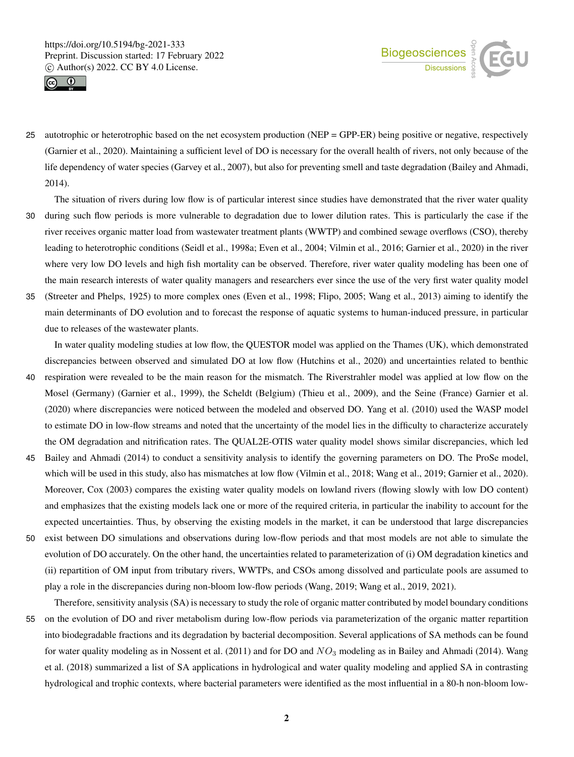autotrophic or heterotrophic based on the net ecosystem production (NEP = GPP-ER) being positive or negative, respectively (Garnier et al., 2020). Maintaining a sufficient level of DO is necessary for the overall health of rivers, not only because of the life dependency of water species (Garvey et al., 2007), but also for preventing smell and taste degradation (Bailey and Ahmadi, 2014).

The situation of rivers during low flow is of particular interest since studies have demonstrated that the river water quality during such flow periods is more vulnerable to degradation due to lower dilution rates. This is particularly the case if the river receives organic matter load from wastewater treatment plants (WWTP) and combined sewage overflows (CSO), thereby leading to heterotrophic conditions (Seidl et al., 1998a; Even et al., 2004; Vilmin et al., 2016; Garnier et al., 2020) in the river where very low DO levels and high fish mortality can be observed. Therefore, river water quality modeling has been one of the main research interests of water quality managers and researchers ever since the use of the very first water quality model (Streeter and Phelps, 1925) to more complex ones (Even et al., 1998; Flipo, 2005; Wang et al., 2013) aiming to identify the main determinants of DO evolution and to forecast the response of aquatic systems to human-induced pressure, in particular due to releases of the wastewater plants.

In water quality modeling studies at low flow, the QUESTOR model was applied on the Thames (UK), which demonstrated discrepancies between observed and simulated DO at low flow (Hutchins et al., 2020) and uncertainties related to benthic respiration were revealed to be the main reason for the mismatch. The Riverstrahler model was applied at low flow on the Mosel (Germany) (Garnier et al., 1999), the Scheldt (Belgium) (Thieu et al., 2009), and the Seine (France) Garnier et al. (2020) where discrepancies were noticed between the modeled and observed DO. Yang et al. (2010) used the WASP model to estimate DO in low-flow streams and noted that the uncertainty of the model lies in the difficulty to characterize accurately the OM degradation and nitrification rates. The QUAL2E-OTIS water quality model shows similar discrepancies, which led Bailey and Ahmadi (2014) to conduct a sensitivity analysis to identify the governing parameters on DO. The ProSe model, which will be used in this study, also has mismatches at low flow (Vilmin et al., 2018; Wang et al., 2019; Garnier et al., 2020). Moreover, Cox (2003) compares the existing water quality models on lowland rivers (flowing slowly with low DO content) and emphasizes that the existing models lack one or more of the required criteria, in particular the inability to account for the expected uncertainties. Thus, by observing the existing models in the market, it can be understood that large discrepancies exist between DO simulations and observations during low-flow periods and that most models are not able to simulate the evolution of DO accurately. On the other hand, the uncertainties related to parameterization of (i) OM degradation kinetics and (ii) repartition of OM input from tributary rivers, WWTPs, and CSOs among dissolved and particulate pools are assumed to play a role in the discrepancies during non-bloom low-flow periods (Wang, 2019; Wang et al., 2019, 2021).

Therefore, sensitivity analysis (SA) is necessary to study the role of organic matter contributed by model boundary conditions on the evolution of DO and river metabolism during low-flow periods via parameterization of the organic matter repartition into biodegradable fractions and its degradation by bacterial decomposition. Several applications of SA methods can be found for water quality modeling as in Nossent et al. (2011) and for DO and $NO_3$ modeling as in Bailey and Ahmadi (2014). Wang et al. (2018) summarized a list of SA applications in hydrological and water quality modeling and applied SA in contrasting hydrological and trophic contexts, where bacterial parameters were identified as the most influential in a 80-h non-bloom low-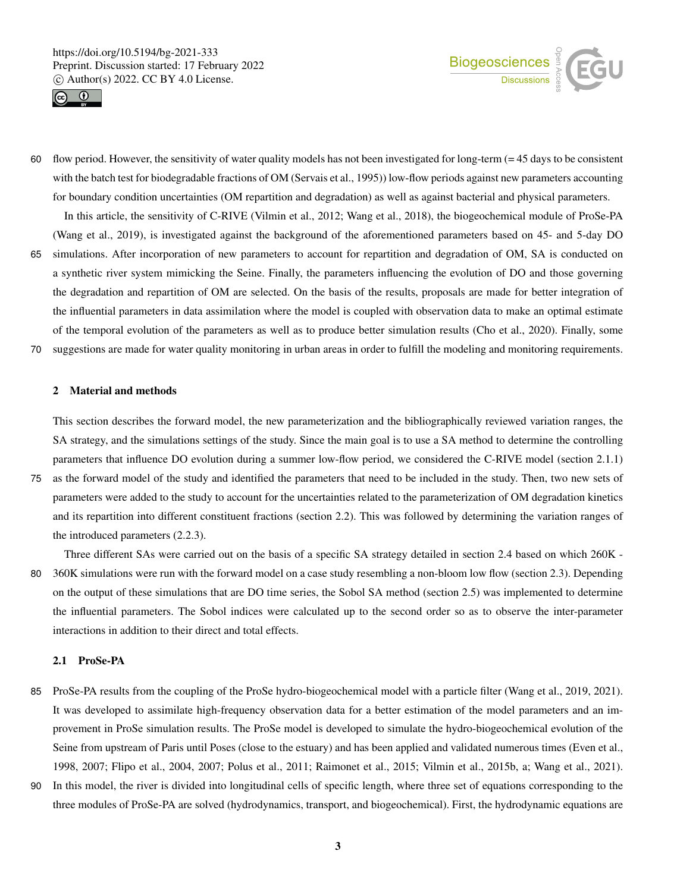flow period. However, the sensitivity of water quality models has not been investigated for long-term (= 45 days to be consistent with the batch test for biodegradable fractions of OM (Servais et al., 1995)) low-flow periods against new parameters accounting for boundary condition uncertainties (OM repartition and degradation) as well as against bacterial and physical parameters.

In this article, the sensitivity of C-RIVE (Vilmin et al., 2012; Wang et al., 2018), the biogeochemical module of ProSe-PA (Wang et al., 2019), is investigated against the background of the aforementioned parameters based on 45- and 5-day DO simulations. After incorporation of new parameters to account for repartition and degradation of OM, SA is conducted on a synthetic river system mimicking the Seine. Finally, the parameters influencing the evolution of DO and those governing the degradation and repartition of OM are selected. On the basis of the results, proposals are made for better integration of the influential parameters in data assimilation where the model is coupled with observation data to make an optimal estimate of the temporal evolution of the parameters as well as to produce better simulation results (Cho et al., 2020). Finally, some suggestions are made for water quality monitoring in urban areas in order to fulfill the modeling and monitoring requirements.

## 2 Material and methods

This section describes the forward model, the new parameterization and the bibliographically reviewed variation ranges, the SA strategy, and the simulations settings of the study. Since the main goal is to use a SA method to determine the controlling parameters that influence DO evolution during a summer low-flow period, we considered the C-RIVE model (section 2.1.1) as the forward model of the study and identified the parameters that need to be included in the study. Then, two new sets of parameters were added to the study to account for the uncertainties related to the parameterization of OM degradation kinetics and its repartition into different constituent fractions (section 2.2). This was followed by determining the variation ranges of the introduced parameters (2.2.3).

Three different SAs were carried out on the basis of a specific SA strategy detailed in section 2.4 based on which 260K - 360K simulations were run with the forward model on a case study resembling a non-bloom low flow (section 2.3). Depending on the output of these simulations that are DO time series, the Sobol SA method (section 2.5) was implemented to determine the influential parameters. The Sobol indices were calculated up to the second order so as to observe the inter-parameter interactions in addition to their direct and total effects.

### 2.1 ProSe-PA

ProSe-PA results from the coupling of the ProSe hydro-biogeochemical model with a particle filter (Wang et al., 2019, 2021). It was developed to assimilate high-frequency observation data for a better estimation of the model parameters and an improvement in ProSe simulation results. The ProSe model is developed to simulate the hydro-biogeochemical evolution of the Seine from upstream of Paris until Poses (close to the estuary) and has been applied and validated numerous times (Even et al., 1998, 2007; Flipo et al., 2004, 2007; Polus et al., 2011; Raimonet et al., 2015; Vilmin et al., 2015b, a; Wang et al., 2021). In this model, the river is divided into longitudinal cells of specific length, where three set of equations corresponding to the three modules of ProSe-PA are solved (hydrodynamics, transport, and biogeochemical). First, the hydrodynamic equations are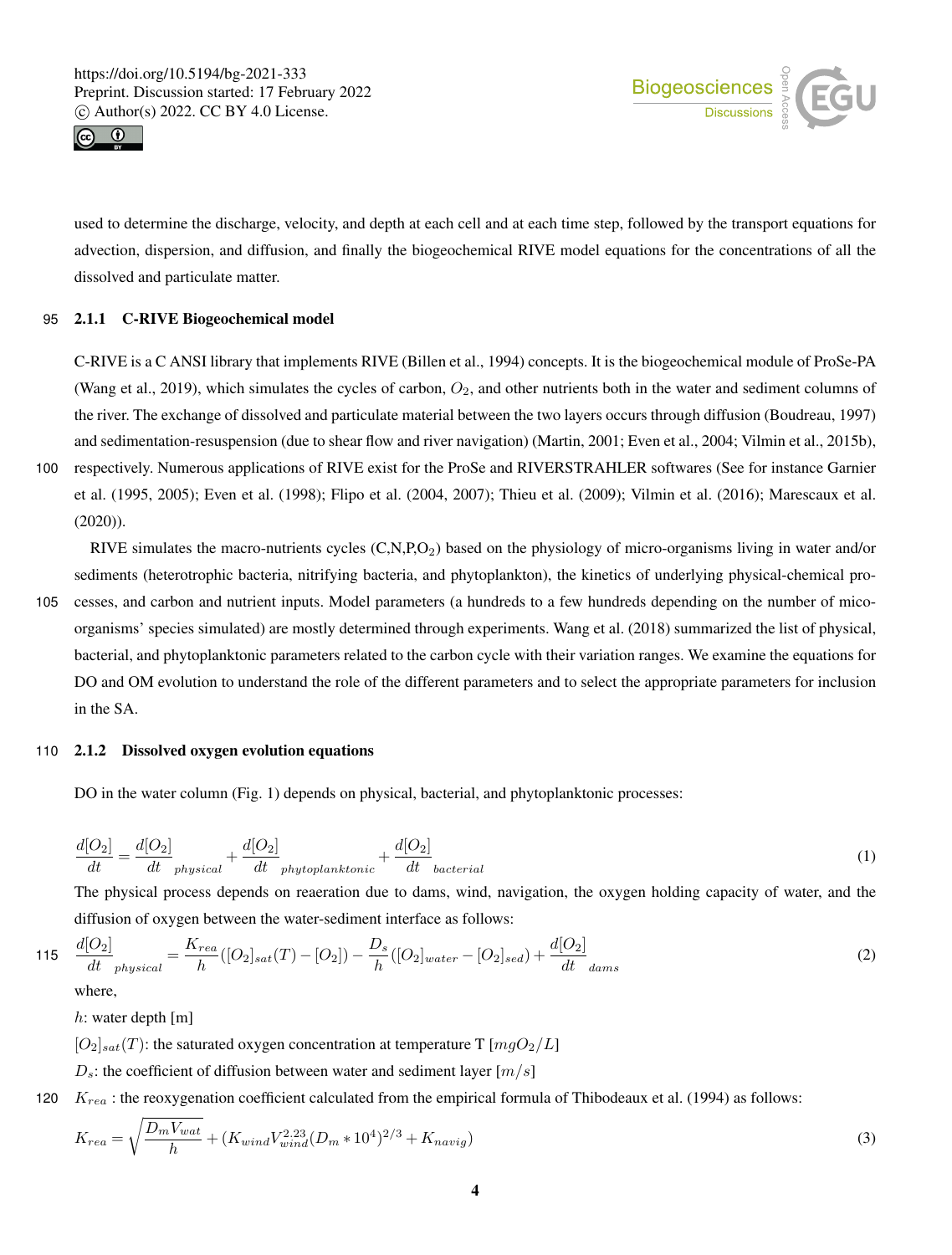used to determine the discharge, velocity, and depth at each cell and at each time step, followed by the transport equations for advection, dispersion, and diffusion, and finally the biogeochemical RIVE model equations for the concentrations of all the dissolved and particulate matter.

### 2.1.1 C-RIVE Biogeochemical model

C-RIVE is a C ANSI library that implements RIVE (Billen et al., 1994) concepts. It is the biogeochemical module of ProSe-PA (Wang et al., 2019), which simulates the cycles of carbon, $O_2$, and other nutrients both in the water and sediment columns of the river. The exchange of dissolved and particulate material between the two layers occurs through diffusion (Boudreau, 1997) and sedimentation-resuspension (due to shear flow and river navigation) (Martin, 2001; Even et al., 2004; Vilmin et al., 2015b), respectively. Numerous applications of RIVE exist for the ProSe and RIVERSTRAHLER softwares (See for instance Garnier et al. (1995, 2005); Even et al. (1998); Flipo et al. (2004, 2007); Thieu et al. (2009); Vilmin et al. (2016); Marescaux et al. (2020)).

RIVE simulates the macro-nutrients cycles (C,N,P,$O_2$) based on the physiology of micro-organisms living in water and/or sediments (heterotrophic bacteria, nitrifying bacteria, and phytoplankton), the kinetics of underlying physical-chemical processes, and carbon and nutrient inputs. Model parameters (a hundreds to a few hundreds depending on the number of mico-organisms' species simulated) are mostly determined through experiments. Wang et al. (2018) summarized the list of physical, bacterial, and phytoplanktonic parameters related to the carbon cycle with their variation ranges. We examine the equations for DO and OM evolution to understand the role of the different parameters and to select the appropriate parameters for inclusion in the SA.

### 2.1.2 Dissolved oxygen evolution equations

DO in the water column (Fig. 1) depends on physical, bacterial, and phytoplanktonic processes:

$$\frac{d[O_2]}{dt} = \frac{d[O_2]}{dt}_{physical} + \frac{d[O_2]}{dt}_{phytoplanktonic} + \frac{d[O_2]}{dt}_{bacterial} \tag{1}$$

The physical process depends on reaeration due to dams, wind, navigation, the oxygen holding capacity of water, and the diffusion of oxygen between the water-sediment interface as follows:

$$\frac{d[O_2]}{dt}_{physical} = \frac{K_{rea}}{h}([O_2]_{sat}(T) - [O_2]) - \frac{D_s}{h}([O_2]_{water} - [O_2]_{sed}) + \frac{d[O_2]}{dt}_{dams} \tag{2}$$

where,

$h$: water depth [m]

$[O_2]_{sat}(T)$: the saturated oxygen concentration at temperature T $[mgO_2/L]$

$D_s$: the coefficient of diffusion between water and sediment layer $[m/s]$

$K_{rea}$ : the reoxygenation coefficient calculated from the empirical formula of Thibodeaux et al. (1994) as follows:

$$K_{rea} = \sqrt{\frac{D_m V_{wat}}{h}} + (K_{wind} V_{wind}^{2.23} (D_m * 10^4)^{2/3} + K_{navig}) \tag{3}$$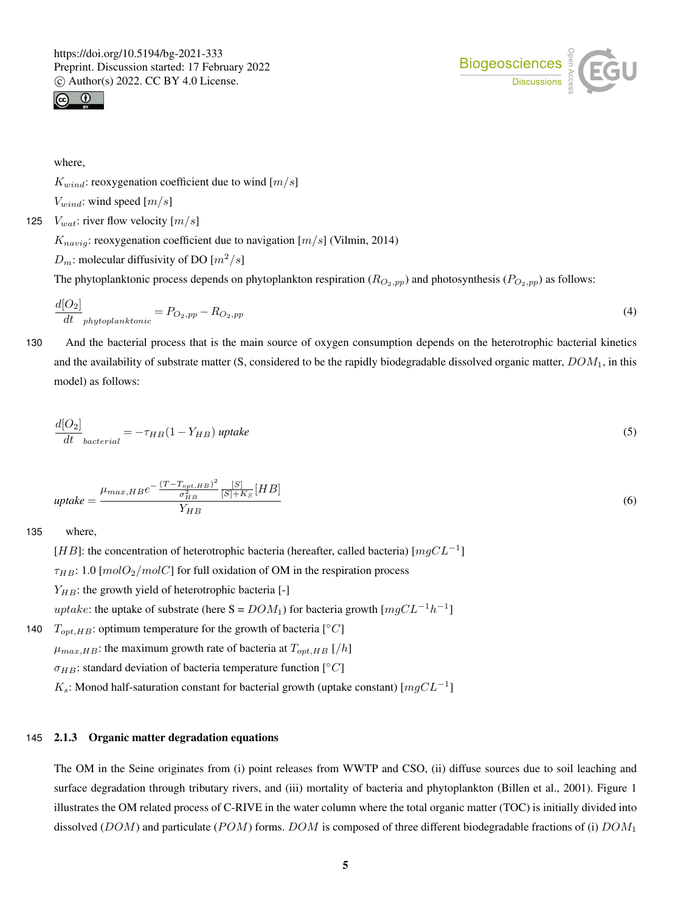where,

$K_{wind}$: reoxygenation coefficient due to wind $[m/s]$

$V_{wind}$: wind speed $[m/s]$

$V_{wat}$: river flow velocity $[m/s]$

$K_{navig}$: reoxygenation coefficient due to navigation $[m/s]$ (Vilmin, 2014)

$D_m$: molecular diffusivity of DO $[m^2/s]$

The phytoplanktonic process depends on phytoplankton respiration ($R_{O_2,pp}$) and photosynthesis ($P_{O_2,pp}$) as follows:

$$\left.\frac{d[O_2]}{dt}\right|_{phytoplanktonic} = P_{O_2,pp} - R_{O_2,pp} \tag{4}$$

And the bacterial process that is the main source of oxygen consumption depends on the heterotrophic bacterial kinetics and the availability of substrate matter (S, considered to be the rapidly biodegradable dissolved organic matter, $DOM_1$, in this model) as follows:

$$\left.\frac{d[O_2]}{dt}\right|_{bacterial} = -\tau_{HB}(1 - Y_{HB})\, uptake \tag{5}$$

$$uptake = \frac{\mu_{max,HB} e^{-\frac{(T - T_{opt,HB})^2}{\sigma_{HB}^2}} \frac{[S]}{[S]+K_S}[HB]}{Y_{HB}} \tag{6}$$

where,

$[HB]$: the concentration of heterotrophic bacteria (hereafter, called bacteria) $[mgCL^{-1}]$

$\tau_{HB}$: 1.0 $[molO_2/molC]$ for full oxidation of OM in the respiration process

$Y_{HB}$: the growth yield of heterotrophic bacteria [-]

$uptake$: the uptake of substrate (here S = $DOM_1$) for bacteria growth $[mgCL^{-1}h^{-1}]$

$T_{opt,HB}$: optimum temperature for the growth of bacteria $[°C]$

$\mu_{max,HB}$: the maximum growth rate of bacteria at $T_{opt,HB}$ $[/h]$

$\sigma_{HB}$: standard deviation of bacteria temperature function $[°C]$

$K_s$: Monod half-saturation constant for bacterial growth (uptake constant) $[mgCL^{-1}]$

### 2.1.3 Organic matter degradation equations

The OM in the Seine originates from (i) point releases from WWTP and CSO, (ii) diffuse sources due to soil leaching and surface degradation through tributary rivers, and (iii) mortality of bacteria and phytoplankton (Billen et al., 2001). Figure 1 illustrates the OM related process of C-RIVE in the water column where the total organic matter (TOC) is initially divided into dissolved ($DOM$) and particulate ($POM$) forms. $DOM$ is composed of three different biodegradable fractions of (i) $DOM_1$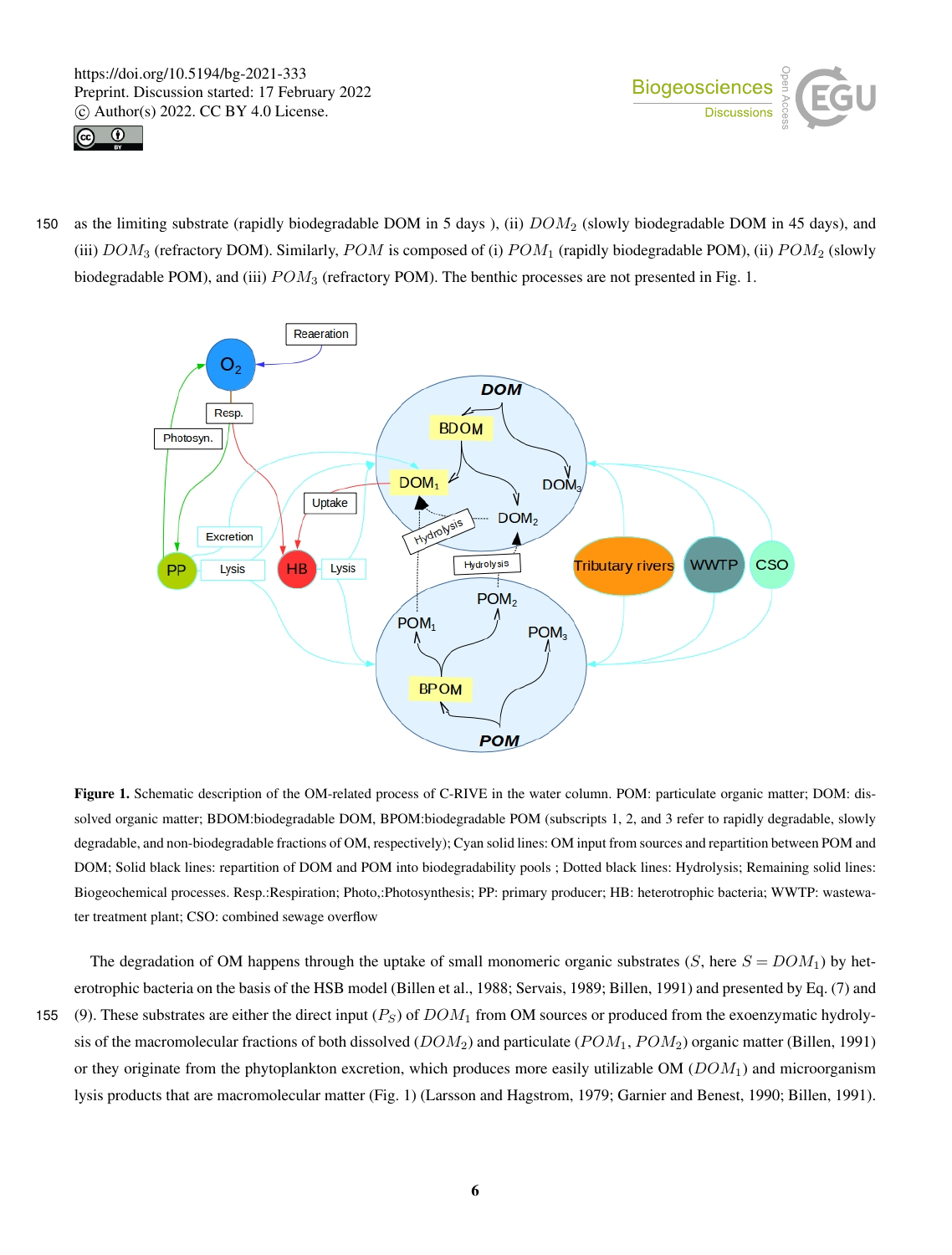as the limiting substrate (rapidly biodegradable DOM in 5 days ), (ii) $DOM_2$ (slowly biodegradable DOM in 45 days), and (iii) $DOM_3$ (refractory DOM). Similarly, $POM$ is composed of (i) $POM_1$ (rapidly biodegradable POM), (ii) $POM_2$ (slowly biodegradable POM), and (iii) $POM_3$ (refractory POM). The benthic processes are not presented in Fig. 1.

**Figure 1.** Schematic description of the OM-related process of C-RIVE in the water column. POM: particulate organic matter; DOM: dissolved organic matter; BDOM:biodegradable DOM, BPOM:biodegradable POM (subscripts 1, 2, and 3 refer to rapidly degradable, slowly degradable, and non-biodegradable fractions of OM, respectively); Cyan solid lines: OM input from sources and repartition between POM and DOM; Solid black lines: repartition of DOM and POM into biodegradability pools ; Dotted black lines: Hydrolysis; Remaining solid lines: Biogeochemical processes. Resp.:Respiration; Photo,:Photosynthesis; PP: primary producer; HB: heterotrophic bacteria; WWTP: wastewater treatment plant; CSO: combined sewage overflow

The degradation of OM happens through the uptake of small monomeric organic substrates ($S$, here $S = DOM_1$) by heterotrophic bacteria on the basis of the HSB model (Billen et al., 1988; Servais, 1989; Billen, 1991) and presented by Eq. (7) and (9). These substrates are either the direct input ($P_S$) of $DOM_1$ from OM sources or produced from the exoenzymatic hydrolysis of the macromolecular fractions of both dissolved ($DOM_2$) and particulate ($POM_1$, $POM_2$) organic matter (Billen, 1991) or they originate from the phytoplankton excretion, which produces more easily utilizable OM ($DOM_1$) and microorganism lysis products that are macromolecular matter (Fig. 1) (Larsson and Hagstrom, 1979; Garnier and Benest, 1990; Billen, 1991).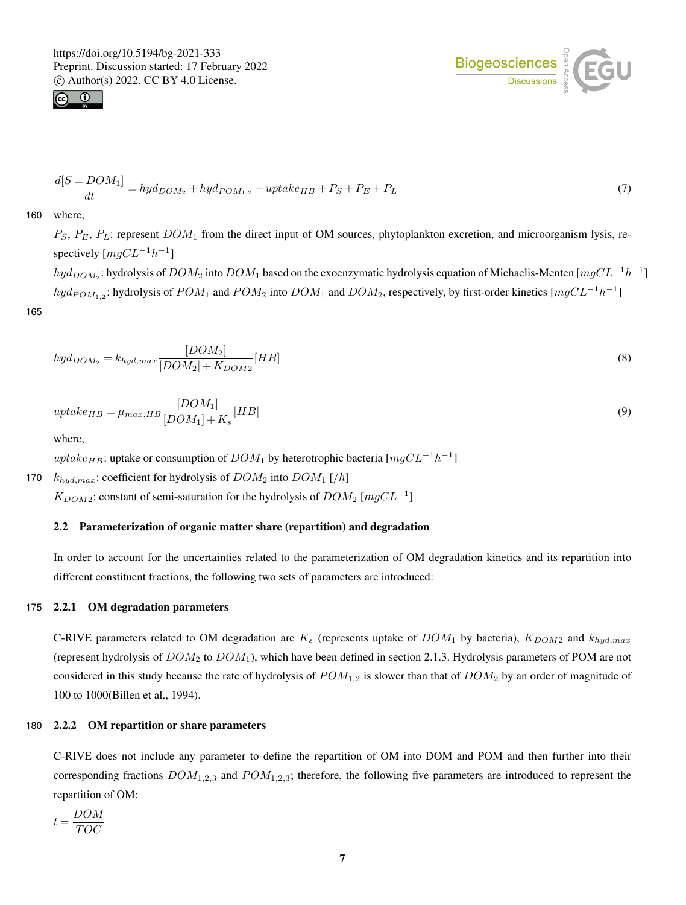$$\frac{d[S = DOM_1]}{dt} = hyd_{DOM_2} + hyd_{POM_{1,2}} - uptake_{HB} + P_S + P_E + P_L \tag{7}$$

where,

$P_S$, $P_E$, $P_L$: represent $DOM_1$ from the direct input of OM sources, phytoplankton excretion, and microorganism lysis, respectively $[mgCL^{-1}h^{-1}]$

$hyd_{DOM_2}$: hydrolysis of $DOM_2$ into $DOM_1$ based on the exoenzymatic hydrolysis equation of Michaelis-Menten $[mgCL^{-1}h^{-1}]$

$hyd_{POM_{1,2}}$: hydrolysis of $POM_1$ and $POM_2$ into $DOM_1$ and $DOM_2$, respectively, by first-order kinetics $[mgCL^{-1}h^{-1}]$

$$hyd_{DOM_2} = k_{hyd,max} \frac{[DOM_2]}{[DOM_2] + K_{DOM2}} [HB] \tag{8}$$

$$uptake_{HB} = \mu_{max,HB} \frac{[DOM_1]}{[DOM_1] + K_s} [HB] \tag{9}$$

where,

$uptake_{HB}$: uptake or consumption of $DOM_1$ by heterotrophic bacteria $[mgCL^{-1}h^{-1}]$

$k_{hyd,max}$: coefficient for hydrolysis of $DOM_2$ into $DOM_1$ $[/h]$

$K_{DOM2}$: constant of semi-saturation for the hydrolysis of $DOM_2$ $[mgCL^{-1}]$

## 2.2 Parameterization of organic matter share (repartition) and degradation

In order to account for the uncertainties related to the parameterization of OM degradation kinetics and its repartition into different constituent fractions, the following two sets of parameters are introduced:

### 2.2.1 OM degradation parameters

C-RIVE parameters related to OM degradation are $K_s$ (represents uptake of $DOM_1$ by bacteria), $K_{DOM2}$ and $k_{hyd,max}$ (represent hydrolysis of $DOM_2$ to $DOM_1$), which have been defined in section 2.1.3. Hydrolysis parameters of POM are not considered in this study because the rate of hydrolysis of $POM_{1,2}$ is slower than that of $DOM_2$ by an order of magnitude of 100 to 1000(Billen et al., 1994).

### 2.2.2 OM repartition or share parameters

C-RIVE does not include any parameter to define the repartition of OM into DOM and POM and then further into their corresponding fractions $DOM_{1,2,3}$ and $POM_{1,2,3}$; therefore, the following five parameters are introduced to represent the repartition of OM:

$$t = \frac{DOM}{TOC}$$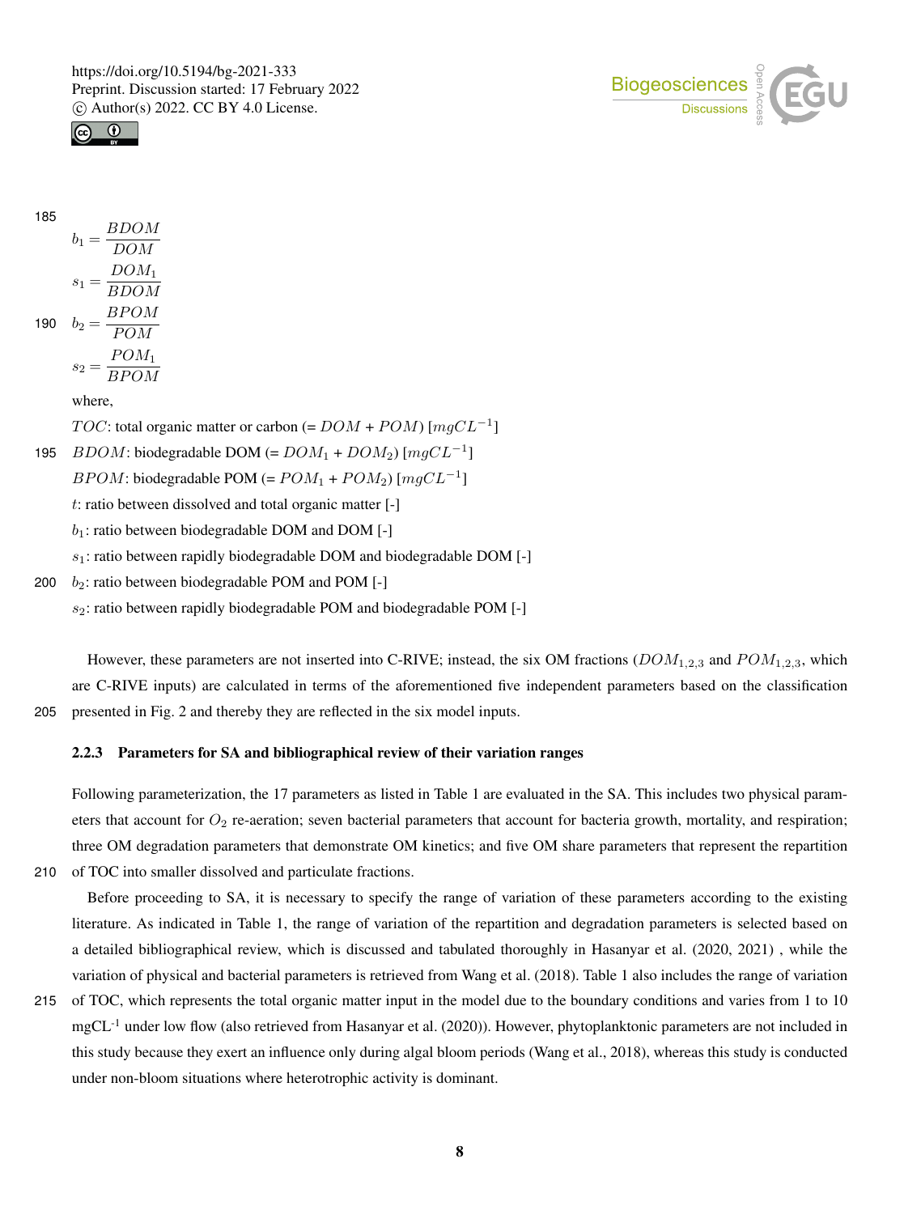$$b_1 = \frac{BDOM}{DOM}$$

$$s_1 = \frac{DOM_1}{BDOM}$$

$$b_2 = \frac{BPOM}{POM}$$

$$s_2 = \frac{POM_1}{BPOM}$$

where,

$TOC$: total organic matter or carbon (= $DOM$ + $POM$) [$mgCL^{-1}$]

$BDOM$: biodegradable DOM (= $DOM_1$ + $DOM_2$) [$mgCL^{-1}$]

$BPOM$: biodegradable POM (= $POM_1$ + $POM_2$) [$mgCL^{-1}$]

$t$: ratio between dissolved and total organic matter [-]

$b_1$: ratio between biodegradable DOM and DOM [-]

$s_1$: ratio between rapidly biodegradable DOM and biodegradable DOM [-]

$b_2$: ratio between biodegradable POM and POM [-]

$s_2$: ratio between rapidly biodegradable POM and biodegradable POM [-]

However, these parameters are not inserted into C-RIVE; instead, the six OM fractions ($DOM_{1,2,3}$ and $POM_{1,2,3}$, which are C-RIVE inputs) are calculated in terms of the aforementioned five independent parameters based on the classification presented in Fig. 2 and thereby they are reflected in the six model inputs.

### 2.2.3 Parameters for SA and bibliographical review of their variation ranges

Following parameterization, the 17 parameters as listed in Table 1 are evaluated in the SA. This includes two physical parameters that account for $O_2$ re-aeration; seven bacterial parameters that account for bacteria growth, mortality, and respiration; three OM degradation parameters that demonstrate OM kinetics; and five OM share parameters that represent the repartition of TOC into smaller dissolved and particulate fractions.

Before proceeding to SA, it is necessary to specify the range of variation of these parameters according to the existing literature. As indicated in Table 1, the range of variation of the repartition and degradation parameters is selected based on a detailed bibliographical review, which is discussed and tabulated thoroughly in Hasanyar et al. (2020, 2021) , while the variation of physical and bacterial parameters is retrieved from Wang et al. (2018). Table 1 also includes the range of variation of TOC, which represents the total organic matter input in the model due to the boundary conditions and varies from 1 to 10 mgCL$^{-1}$ under low flow (also retrieved from Hasanyar et al. (2020)). However, phytoplanktonic parameters are not included in this study because they exert an influence only during algal bloom periods (Wang et al., 2018), whereas this study is conducted under non-bloom situations where heterotrophic activity is dominant.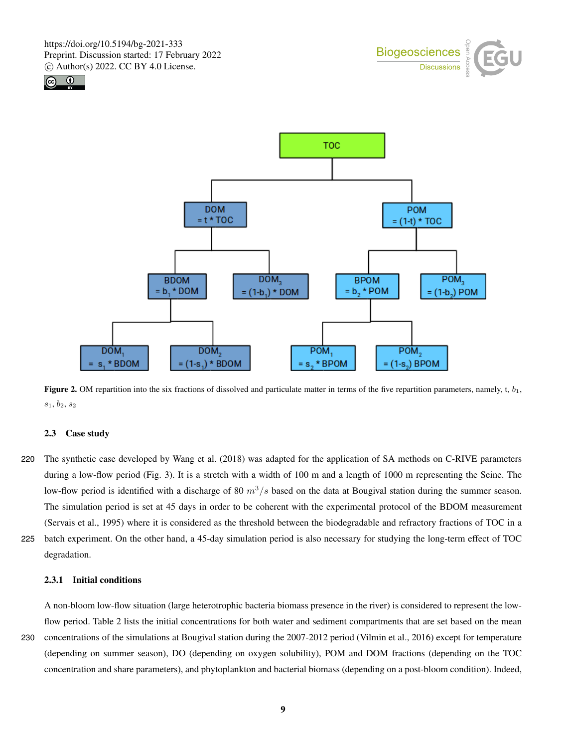Figure 2. OM repartition into the six fractions of dissolved and particulate matter in terms of the five repartition parameters, namely, t, $b_1$, $s_1$, $b_2$, $s_2$

### 2.3 Case study

The synthetic case developed by Wang et al. (2018) was adapted for the application of SA methods on C-RIVE parameters during a low-flow period (Fig. 3). It is a stretch with a width of 100 m and a length of 1000 m representing the Seine. The low-flow period is identified with a discharge of 80 $m^3/s$ based on the data at Bougival station during the summer season. The simulation period is set at 45 days in order to be coherent with the experimental protocol of the BDOM measurement (Servais et al., 1995) where it is considered as the threshold between the biodegradable and refractory fractions of TOC in a batch experiment. On the other hand, a 45-day simulation period is also necessary for studying the long-term effect of TOC degradation.

#### 2.3.1 Initial conditions

A non-bloom low-flow situation (large heterotrophic bacteria biomass presence in the river) is considered to represent the low-flow period. Table 2 lists the initial concentrations for both water and sediment compartments that are set based on the mean concentrations of the simulations at Bougival station during the 2007-2012 period (Vilmin et al., 2016) except for temperature (depending on summer season), DO (depending on oxygen solubility), POM and DOM fractions (depending on the TOC concentration and share parameters), and phytoplankton and bacterial biomass (depending on a post-bloom condition). Indeed,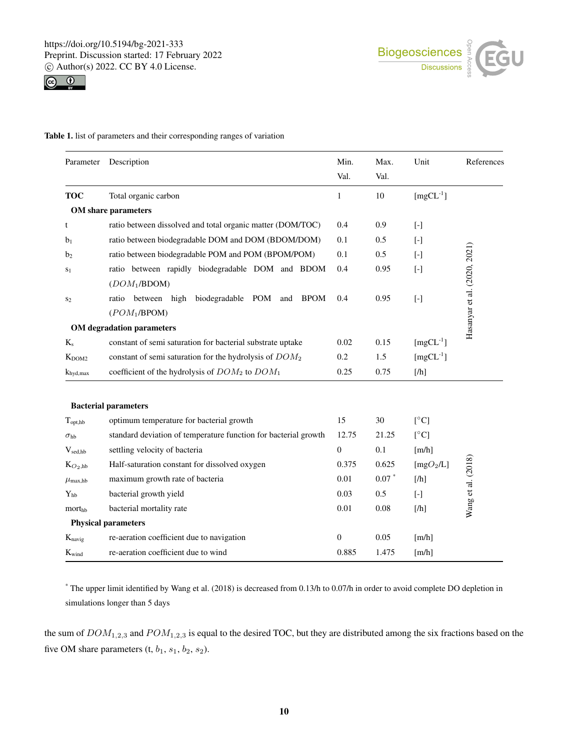**Table 1.** list of parameters and their corresponding ranges of variation

| Parameter | Description | Min. Val. | Max. Val. | Unit | References |
|---|---|---|---|---|---|
| **TOC** | Total organic carbon | 1 | 10 | [$mgCL^{-1}$] | |
| | **OM share parameters** | | | | |
| t | ratio between dissolved and total organic matter (DOM/TOC) | 0.4 | 0.9 | [-] | Hasanyar et al. (2020, 2021) |
| $b_1$ | ratio between biodegradable DOM and DOM (BDOM/DOM) | 0.1 | 0.5 | [-] | Hasanyar et al. (2020, 2021) |
| $b_2$ | ratio between biodegradable POM and POM (BPOM/POM) | 0.1 | 0.5 | [-] | Hasanyar et al. (2020, 2021) |
| $s_1$ | ratio between rapidly biodegradable DOM and BDOM ($DOM_1$/BDOM) | 0.4 | 0.95 | [-] | Hasanyar et al. (2020, 2021) |
| $s_2$ | ratio between high biodegradable POM and BPOM ($POM_1$/BPOM) | 0.4 | 0.95 | [-] | Hasanyar et al. (2020, 2021) |
| | **OM degradation parameters** | | | | |
| $K_s$ | constant of semi saturation for bacterial substrate uptake | 0.02 | 0.15 | [$mgCL^{-1}$] | Hasanyar et al. (2020, 2021) |
| $K_{DOM2}$ | constant of semi saturation for the hydrolysis of $DOM_2$ | 0.2 | 1.5 | [$mgCL^{-1}$] | Hasanyar et al. (2020, 2021) |
| $k_{hyd,max}$ | coefficient of the hydrolysis of $DOM_2$ to $DOM_1$ | 0.25 | 0.75 | [/h] | Hasanyar et al. (2020, 2021) |
| | **Bacterial parameters** | | | | |
| $T_{opt,hb}$ | optimum temperature for bacterial growth | 15 | 30 | [°C] | Wang et al. (2018) |
| $\sigma_{hb}$ | standard deviation of temperature function for bacterial growth | 12.75 | 21.25 | [°C] | Wang et al. (2018) |
| $V_{sed,hb}$ | settling velocity of bacteria | 0 | 0.1 | [m/h] | Wang et al. (2018) |
| $K_{O_2,hb}$ | Half-saturation constant for dissolved oxygen | 0.375 | 0.625 | [$mgO_2$/L] | Wang et al. (2018) |
| $\mu_{max,hb}$ | maximum growth rate of bacteria | 0.01 | 0.07 * | [/h] | Wang et al. (2018) |
| $Y_{hb}$ | bacterial growth yield | 0.03 | 0.5 | [-] | Wang et al. (2018) |
| $mort_{hb}$ | bacterial mortality rate | 0.01 | 0.08 | [/h] | Wang et al. (2018) |
| | **Physical parameters** | | | | |
| $K_{navig}$ | re-aeration coefficient due to navigation | 0 | 0.05 | [m/h] | |
| $K_{wind}$ | re-aeration coefficient due to wind | 0.885 | 1.475 | [m/h] | |

* The upper limit identified by Wang et al. (2018) is decreased from 0.13/h to 0.07/h in order to avoid complete DO depletion in simulations longer than 5 days

the sum of $DOM_{1,2,3}$ and $POM_{1,2,3}$ is equal to the desired TOC, but they are distributed among the six fractions based on the five OM share parameters (t, $b_1$, $s_1$, $b_2$, $s_2$).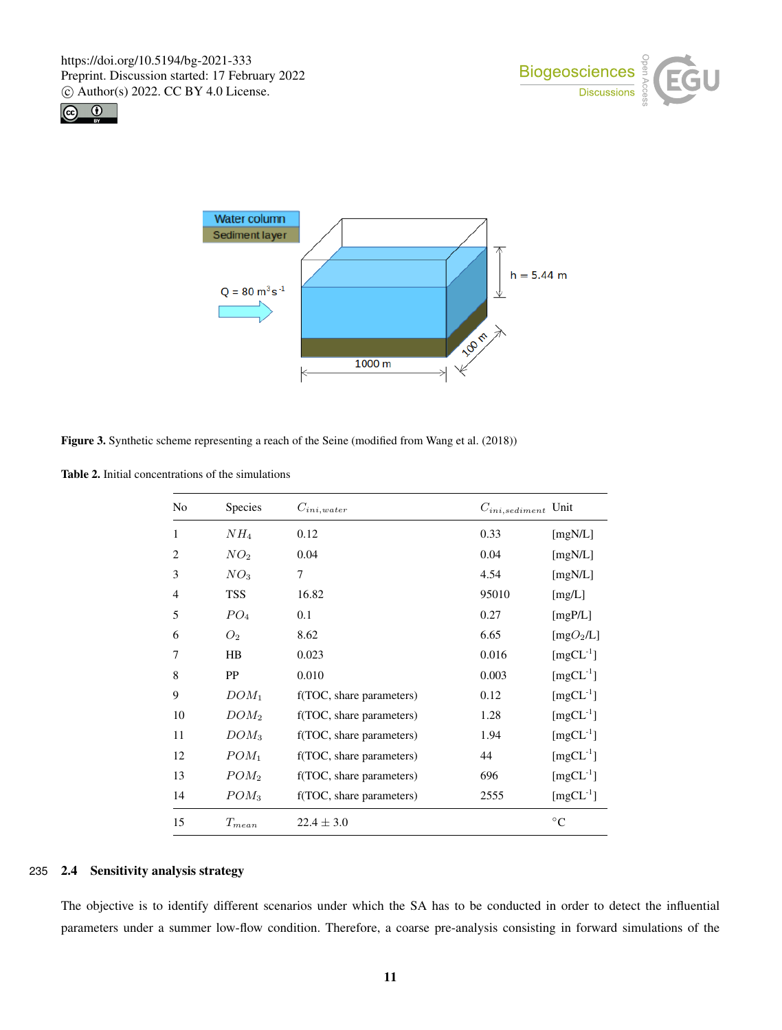**Figure 3.** Synthetic scheme representing a reach of the Seine (modified from Wang et al. (2018))

**Table 2.** Initial concentrations of the simulations

| No | Species | $C_{ini,water}$ | $C_{ini,sediment}$ | Unit |
|---|---|---|---|---|
| 1 | $NH_4$ | 0.12 | 0.33 | [mgN/L] |
| 2 | $NO_2$ | 0.04 | 0.04 | [mgN/L] |
| 3 | $NO_3$ | 7 | 4.54 | [mgN/L] |
| 4 | TSS | 16.82 | 95010 | [mg/L] |
| 5 | $PO_4$ | 0.1 | 0.27 | [mgP/L] |
| 6 | $O_2$ | 8.62 | 6.65 | [mg$O_2$/L] |
| 7 | HB | 0.023 | 0.016 | [mgCL$^{-1}$] |
| 8 | PP | 0.010 | 0.003 | [mgCL$^{-1}$] |
| 9 | $DOM_1$ | f(TOC, share parameters) | 0.12 | [mgCL$^{-1}$] |
| 10 | $DOM_2$ | f(TOC, share parameters) | 1.28 | [mgCL$^{-1}$] |
| 11 | $DOM_3$ | f(TOC, share parameters) | 1.94 | [mgCL$^{-1}$] |
| 12 | $POM_1$ | f(TOC, share parameters) | 44 | [mgCL$^{-1}$] |
| 13 | $POM_2$ | f(TOC, share parameters) | 696 | [mgCL$^{-1}$] |
| 14 | $POM_3$ | f(TOC, share parameters) | 2555 | [mgCL$^{-1}$] |
| 15 | $T_{mean}$ | $22.4 \pm 3.0$ | | °C |

## 2.4 Sensitivity analysis strategy

The objective is to identify different scenarios under which the SA has to be conducted in order to detect the influential parameters under a summer low-flow condition. Therefore, a coarse pre-analysis consisting in forward simulations of the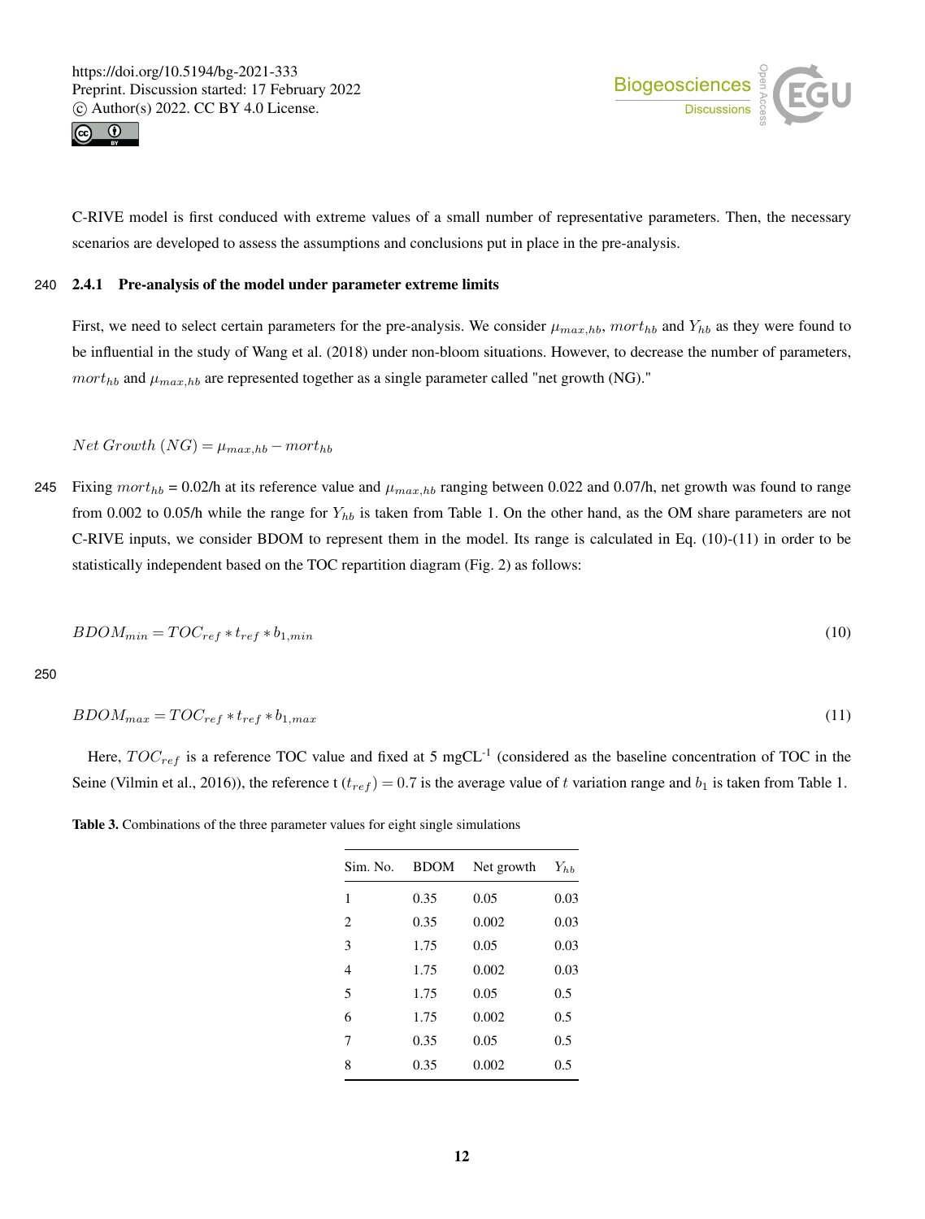C-RIVE model is first conduced with extreme values of a small number of representative parameters. Then, the necessary scenarios are developed to assess the assumptions and conclusions put in place in the pre-analysis.

### 2.4.1 Pre-analysis of the model under parameter extreme limits

First, we need to select certain parameters for the pre-analysis. We consider $\mu_{max,hb}$, $mort_{hb}$ and $Y_{hb}$ as they were found to be influential in the study of Wang et al. (2018) under non-bloom situations. However, to decrease the number of parameters, $mort_{hb}$ and $\mu_{max,hb}$ are represented together as a single parameter called "net growth (NG)."

$$Net\ Growth\ (NG) = \mu_{max,hb} - mort_{hb}$$

Fixing $mort_{hb}$ = 0.02/h at its reference value and $\mu_{max,hb}$ ranging between 0.022 and 0.07/h, net growth was found to range from 0.002 to 0.05/h while the range for $Y_{hb}$ is taken from Table 1. On the other hand, as the OM share parameters are not C-RIVE inputs, we consider BDOM to represent them in the model. Its range is calculated in Eq. (10)-(11) in order to be statistically independent based on the TOC repartition diagram (Fig. 2) as follows:

$$BDOM_{min} = TOC_{ref} * t_{ref} * b_{1,min} \tag{10}$$

$$BDOM_{max} = TOC_{ref} * t_{ref} * b_{1,max} \tag{11}$$

Here, $TOC_{ref}$ is a reference TOC value and fixed at 5 mgCL$^{-1}$ (considered as the baseline concentration of TOC in the Seine (Vilmin et al., 2016)), the reference t ($t_{ref}$) $= 0.7$ is the average value of $t$ variation range and $b_1$ is taken from Table 1.

**Table 3.** Combinations of the three parameter values for eight single simulations

| Sim. No. | BDOM | Net growth | $Y_{hb}$ |
|---|---|---|---|
| 1 | 0.35 | 0.05 | 0.03 |
| 2 | 0.35 | 0.002 | 0.03 |
| 3 | 1.75 | 0.05 | 0.03 |
| 4 | 1.75 | 0.002 | 0.03 |
| 5 | 1.75 | 0.05 | 0.5 |
| 6 | 1.75 | 0.002 | 0.5 |
| 7 | 0.35 | 0.05 | 0.5 |
| 8 | 0.35 | 0.002 | 0.5 |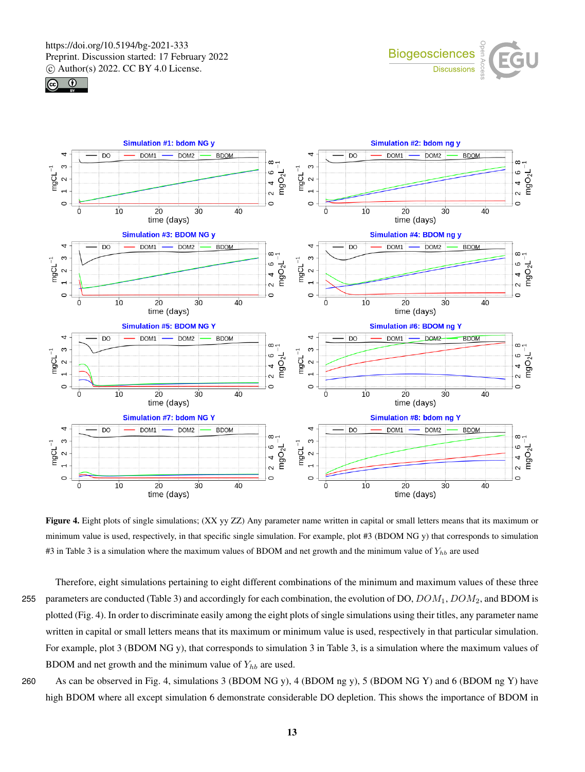Figure 4. Eight plots of single simulations; (XX yy ZZ) Any parameter name written in capital or small letters means that its maximum or minimum value is used, respectively, in that specific single simulation. For example, plot #3 (BDOM NG y) that corresponds to simulation #3 in Table 3 is a simulation where the maximum values of BDOM and net growth and the minimum value of $Y_{hb}$ are used

Therefore, eight simulations pertaining to eight different combinations of the minimum and maximum values of these three parameters are conducted (Table 3) and accordingly for each combination, the evolution of DO, $DOM_1$, $DOM_2$, and BDOM is plotted (Fig. 4). In order to discriminate easily among the eight plots of single simulations using their titles, any parameter name written in capital or small letters means that its maximum or minimum value is used, respectively in that particular simulation. For example, plot 3 (BDOM NG y), that corresponds to simulation 3 in Table 3, is a simulation where the maximum values of BDOM and net growth and the minimum value of $Y_{hb}$ are used.

As can be observed in Fig. 4, simulations 3 (BDOM NG y), 4 (BDOM ng y), 5 (BDOM NG Y) and 6 (BDOM ng Y) have high BDOM where all except simulation 6 demonstrate considerable DO depletion. This shows the importance of BDOM in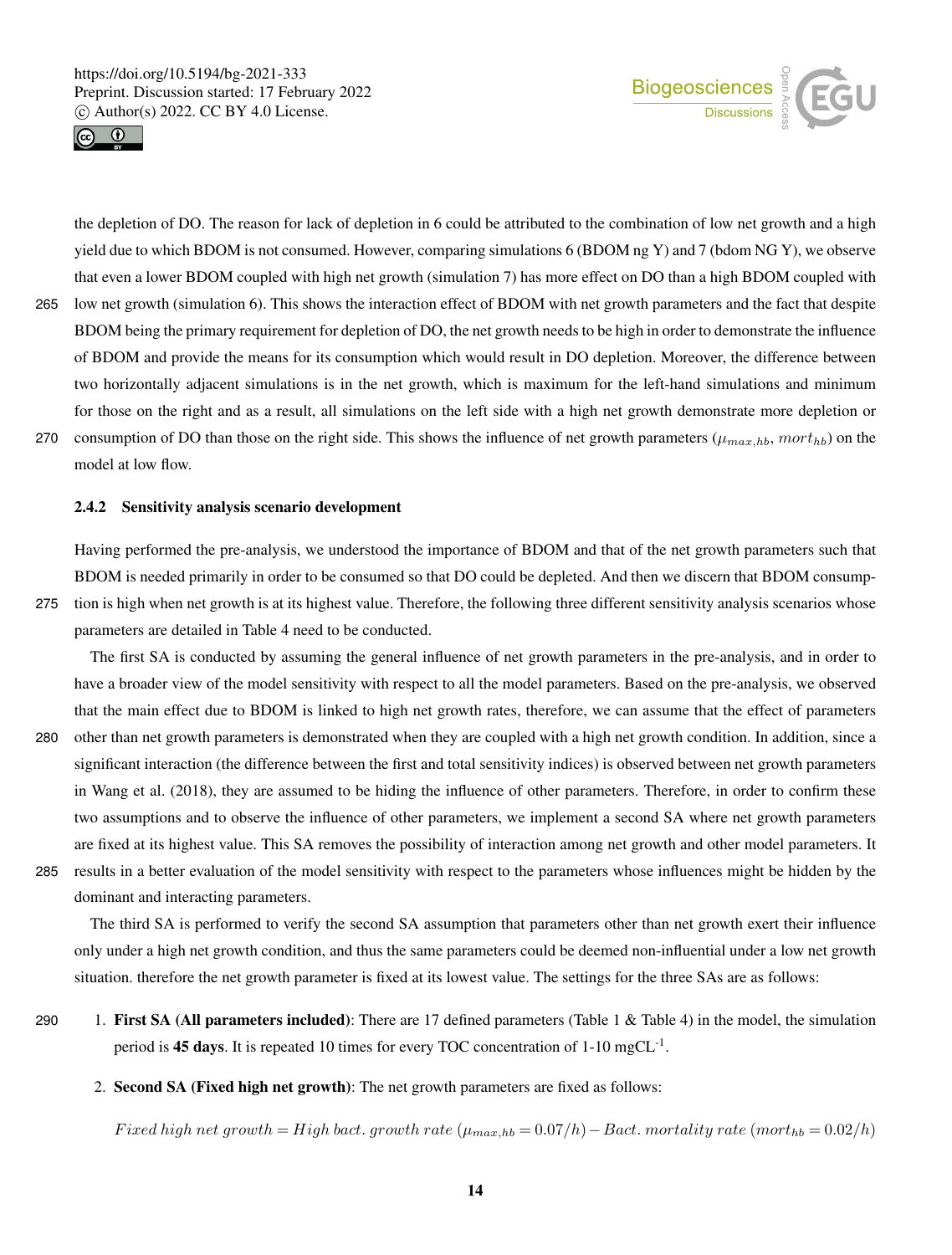the depletion of DO. The reason for lack of depletion in 6 could be attributed to the combination of low net growth and a high yield due to which BDOM is not consumed. However, comparing simulations 6 (BDOM ng Y) and 7 (bdom NG Y), we observe that even a lower BDOM coupled with high net growth (simulation 7) has more effect on DO than a high BDOM coupled with low net growth (simulation 6). This shows the interaction effect of BDOM with net growth parameters and the fact that despite BDOM being the primary requirement for depletion of DO, the net growth needs to be high in order to demonstrate the influence of BDOM and provide the means for its consumption which would result in DO depletion. Moreover, the difference between two horizontally adjacent simulations is in the net growth, which is maximum for the left-hand simulations and minimum for those on the right and as a result, all simulations on the left side with a high net growth demonstrate more depletion or consumption of DO than those on the right side. This shows the influence of net growth parameters ($\mu_{max,hb}$, $mort_{hb}$) on the model at low flow.

### 2.4.2 Sensitivity analysis scenario development

Having performed the pre-analysis, we understood the importance of BDOM and that of the net growth parameters such that BDOM is needed primarily in order to be consumed so that DO could be depleted. And then we discern that BDOM consumption is high when net growth is at its highest value. Therefore, the following three different sensitivity analysis scenarios whose parameters are detailed in Table 4 need to be conducted.

The first SA is conducted by assuming the general influence of net growth parameters in the pre-analysis, and in order to have a broader view of the model sensitivity with respect to all the model parameters. Based on the pre-analysis, we observed that the main effect due to BDOM is linked to high net growth rates, therefore, we can assume that the effect of parameters other than net growth parameters is demonstrated when they are coupled with a high net growth condition. In addition, since a significant interaction (the difference between the first and total sensitivity indices) is observed between net growth parameters in Wang et al. (2018), they are assumed to be hiding the influence of other parameters. Therefore, in order to confirm these two assumptions and to observe the influence of other parameters, we implement a second SA where net growth parameters are fixed at its highest value. This SA removes the possibility of interaction among net growth and other model parameters. It results in a better evaluation of the model sensitivity with respect to the parameters whose influences might be hidden by the dominant and interacting parameters.

The third SA is performed to verify the second SA assumption that parameters other than net growth exert their influence only under a high net growth condition, and thus the same parameters could be deemed non-influential under a low net growth situation. therefore the net growth parameter is fixed at its lowest value. The settings for the three SAs are as follows:

1. **First SA (All parameters included)**: There are 17 defined parameters (Table 1 & Table 4) in the model, the simulation period is **45 days**. It is repeated 10 times for every TOC concentration of 1-10 mgCL$^{-1}$.

2. **Second SA (Fixed high net growth)**: The net growth parameters are fixed as follows:

$$Fixed\ high\ net\ growth = High\ bact.\ growth\ rate\ (\mu_{max,hb} = 0.07/h) - Bact.\ mortality\ rate\ (mort_{hb} = 0.02/h)$$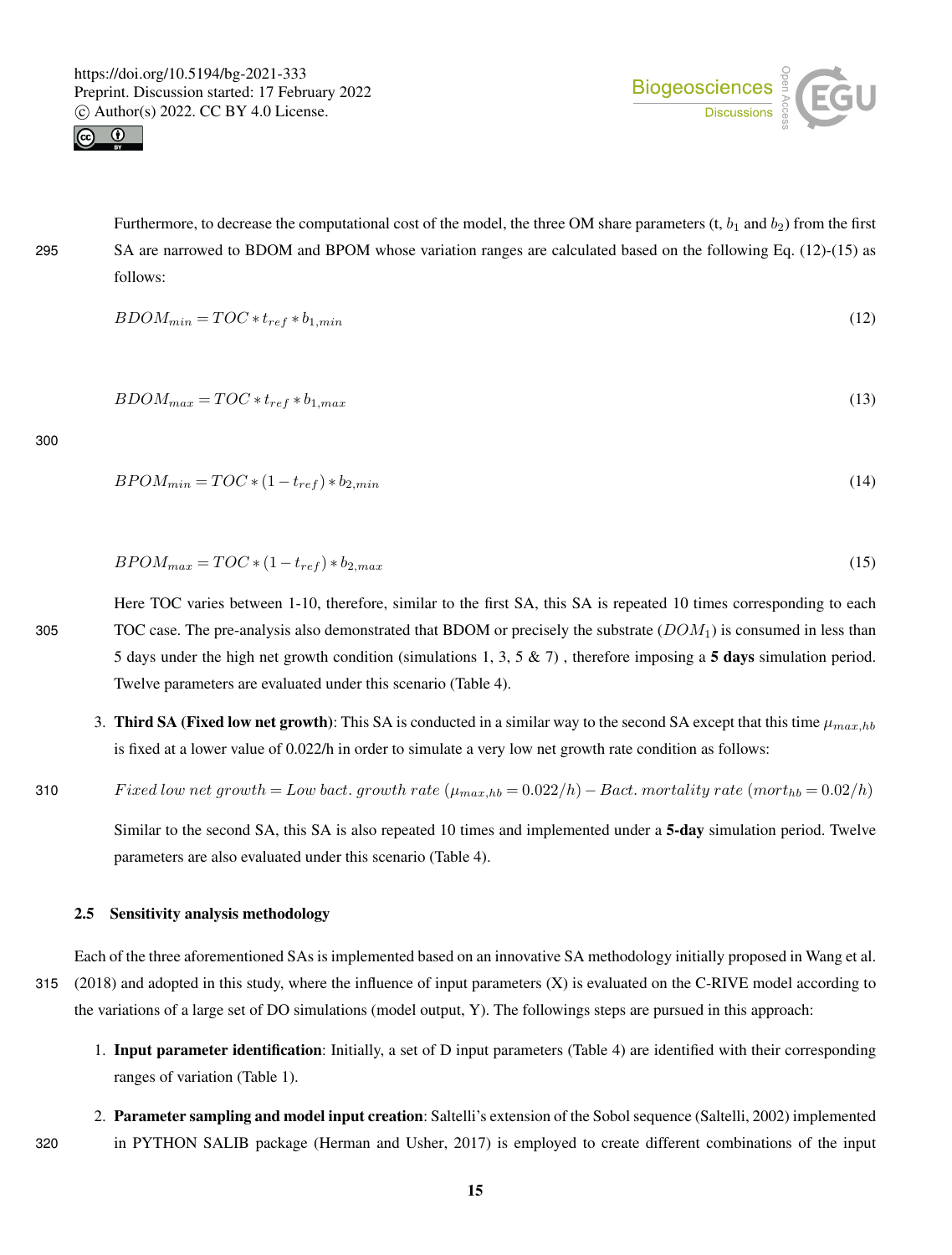Furthermore, to decrease the computational cost of the model, the three OM share parameters (t, $b_1$ and $b_2$) from the first SA are narrowed to BDOM and BPOM whose variation ranges are calculated based on the following Eq. (12)-(15) as follows:

$$BDOM_{min} = TOC * t_{ref} * b_{1,min} \tag{12}$$

$$BDOM_{max} = TOC * t_{ref} * b_{1,max} \tag{13}$$

$$BPOM_{min} = TOC * (1 - t_{ref}) * b_{2,min} \tag{14}$$

$$BPOM_{max} = TOC * (1 - t_{ref}) * b_{2,max} \tag{15}$$

Here TOC varies between 1-10, therefore, similar to the first SA, this SA is repeated 10 times corresponding to each TOC case. The pre-analysis also demonstrated that BDOM or precisely the substrate ($DOM_1$) is consumed in less than 5 days under the high net growth condition (simulations 1, 3, 5 & 7) , therefore imposing a **5 days** simulation period. Twelve parameters are evaluated under this scenario (Table 4).

3. **Third SA (Fixed low net growth)**: This SA is conducted in a similar way to the second SA except that this time $\mu_{max,hb}$ is fixed at a lower value of 0.022/h in order to simulate a very low net growth rate condition as follows:

$$Fixed\ low\ net\ growth = Low\ bact.\ growth\ rate\ (\mu_{max,hb} = 0.022/h) - Bact.\ mortality\ rate\ (mort_{hb} = 0.02/h)$$

Similar to the second SA, this SA is also repeated 10 times and implemented under a **5-day** simulation period. Twelve parameters are also evaluated under this scenario (Table 4).

### 2.5 Sensitivity analysis methodology

Each of the three aforementioned SAs is implemented based on an innovative SA methodology initially proposed in Wang et al. (2018) and adopted in this study, where the influence of input parameters (X) is evaluated on the C-RIVE model according to the variations of a large set of DO simulations (model output, Y). The followings steps are pursued in this approach:

1. **Input parameter identification**: Initially, a set of D input parameters (Table 4) are identified with their corresponding ranges of variation (Table 1).

2. **Parameter sampling and model input creation**: Saltelli's extension of the Sobol sequence (Saltelli, 2002) implemented in PYTHON SALIB package (Herman and Usher, 2017) is employed to create different combinations of the input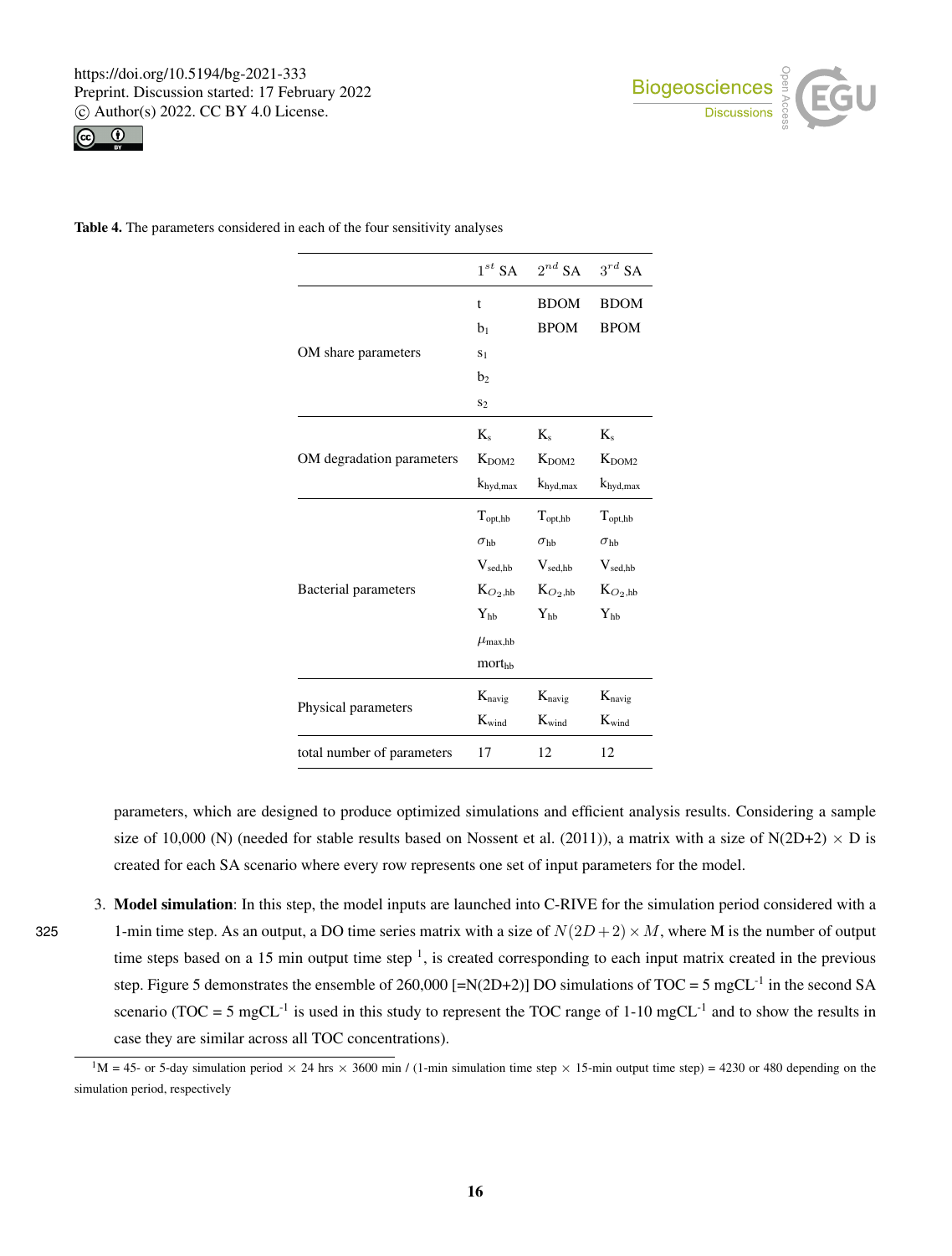**Table 4.** The parameters considered in each of the four sensitivity analyses

| | $1^{st}$ SA | $2^{nd}$ SA | $3^{rd}$ SA |
|---|---|---|---|
| OM share parameters | t | BDOM | BDOM |
| | $b_1$ | BPOM | BPOM |
| | $s_1$ | | |
| | $b_2$ | | |
| | $s_2$ | | |
| OM degradation parameters | $K_s$ | $K_s$ | $K_s$ |
| | $K_{DOM2}$ | $K_{DOM2}$ | $K_{DOM2}$ |
| | $k_{hyd,max}$ | $k_{hyd,max}$ | $k_{hyd,max}$ |
| Bacterial parameters | $T_{opt,hb}$ | $T_{opt,hb}$ | $T_{opt,hb}$ |
| | $\sigma_{hb}$ | $\sigma_{hb}$ | $\sigma_{hb}$ |
| | $V_{sed,hb}$ | $V_{sed,hb}$ | $V_{sed,hb}$ |
| | $K_{O_2,hb}$ | $K_{O_2,hb}$ | $K_{O_2,hb}$ |
| | $Y_{hb}$ | $Y_{hb}$ | $Y_{hb}$ |
| | $\mu_{max,hb}$ | | |
| | $mort_{hb}$ | | |
| Physical parameters | $K_{navig}$ | $K_{navig}$ | $K_{navig}$ |
| | $K_{wind}$ | $K_{wind}$ | $K_{wind}$ |
| total number of parameters | 17 | 12 | 12 |

parameters, which are designed to produce optimized simulations and efficient analysis results. Considering a sample size of 10,000 (N) (needed for stable results based on Nossent et al. (2011)), a matrix with a size of N(2D+2) $\times$ D is created for each SA scenario where every row represents one set of input parameters for the model.

3. **Model simulation**: In this step, the model inputs are launched into C-RIVE for the simulation period considered with a 1-min time step. As an output, a DO time series matrix with a size of $N(2D+2)\times M$, where M is the number of output time steps based on a 15 min output time step [1], is created corresponding to each input matrix created in the previous step. Figure 5 demonstrates the ensemble of 260,000 [=N(2D+2)] DO simulations of TOC = 5 mgCL$^{-1}$ in the second SA scenario (TOC = 5 mgCL$^{-1}$ is used in this study to represent the TOC range of 1-10 mgCL$^{-1}$ and to show the results in case they are similar across all TOC concentrations).

[1] M = 45- or 5-day simulation period $\times$ 24 hrs $\times$ 3600 min / (1-min simulation time step $\times$ 15-min output time step) = 4230 or 480 depending on the simulation period, respectively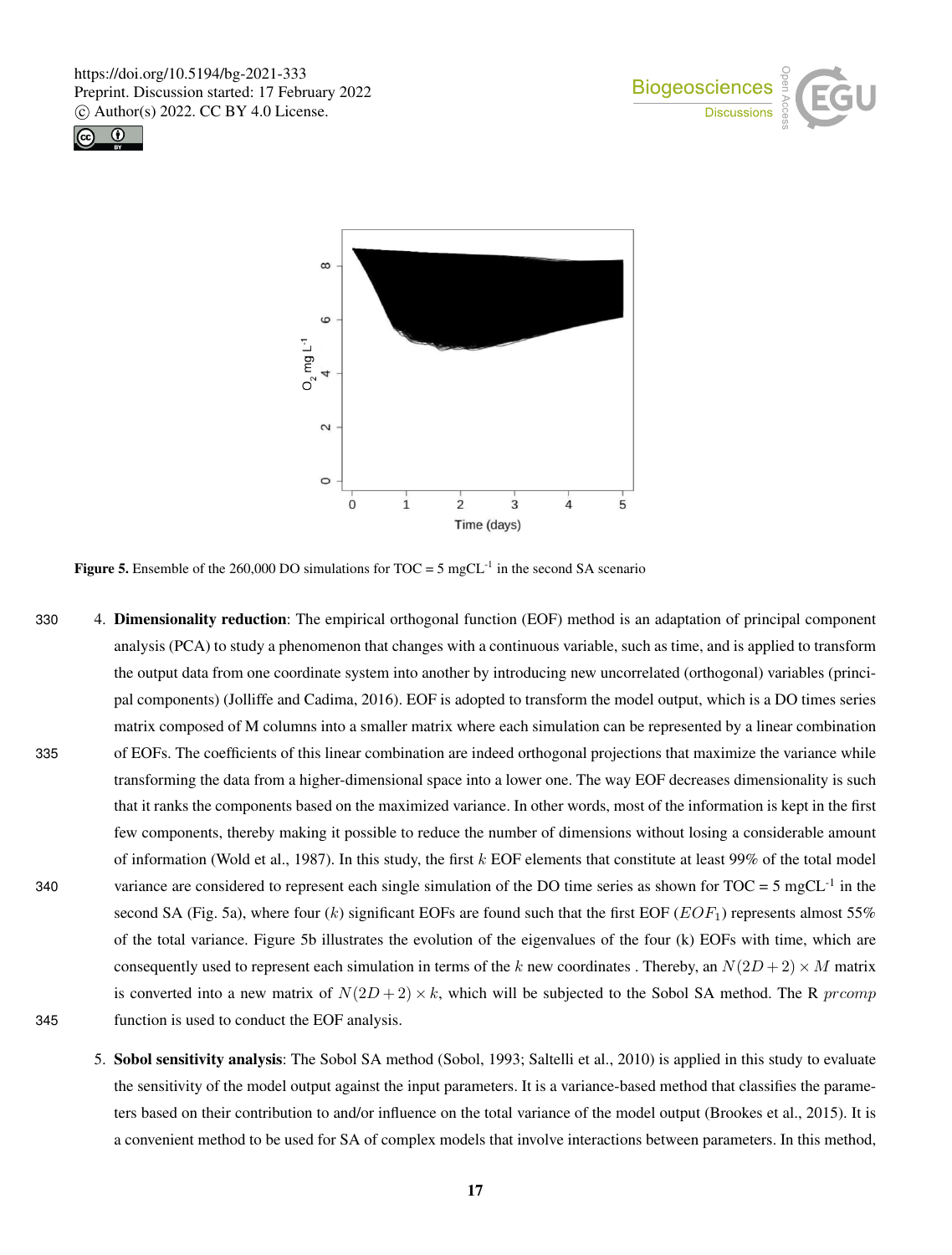Figure 5. Ensemble of the 260,000 DO simulations for TOC = 5 mgCL$^{-1}$ in the second SA scenario

4. **Dimensionality reduction**: The empirical orthogonal function (EOF) method is an adaptation of principal component analysis (PCA) to study a phenomenon that changes with a continuous variable, such as time, and is applied to transform the output data from one coordinate system into another by introducing new uncorrelated (orthogonal) variables (principal components) (Jolliffe and Cadima, 2016). EOF is adopted to transform the model output, which is a DO times series matrix composed of M columns into a smaller matrix where each simulation can be represented by a linear combination of EOFs. The coefficients of this linear combination are indeed orthogonal projections that maximize the variance while transforming the data from a higher-dimensional space into a lower one. The way EOF decreases dimensionality is such that it ranks the components based on the maximized variance. In other words, most of the information is kept in the first few components, thereby making it possible to reduce the number of dimensions without losing a considerable amount of information (Wold et al., 1987). In this study, the first $k$ EOF elements that constitute at least 99% of the total model variance are considered to represent each single simulation of the DO time series as shown for TOC = 5 mgCL$^{-1}$ in the second SA (Fig. 5a), where four ($k$) significant EOFs are found such that the first EOF ($EOF_1$) represents almost 55% of the total variance. Figure 5b illustrates the evolution of the eigenvalues of the four (k) EOFs with time, which are consequently used to represent each simulation in terms of the $k$ new coordinates . Thereby, an $N(2D+2) \times M$ matrix is converted into a new matrix of $N(2D+2) \times k$, which will be subjected to the Sobol SA method. The R $prcomp$ function is used to conduct the EOF analysis.

5. **Sobol sensitivity analysis**: The Sobol SA method (Sobol, 1993; Saltelli et al., 2010) is applied in this study to evaluate the sensitivity of the model output against the input parameters. It is a variance-based method that classifies the parameters based on their contribution to and/or influence on the total variance of the model output (Brookes et al., 2015). It is a convenient method to be used for SA of complex models that involve interactions between parameters. In this method,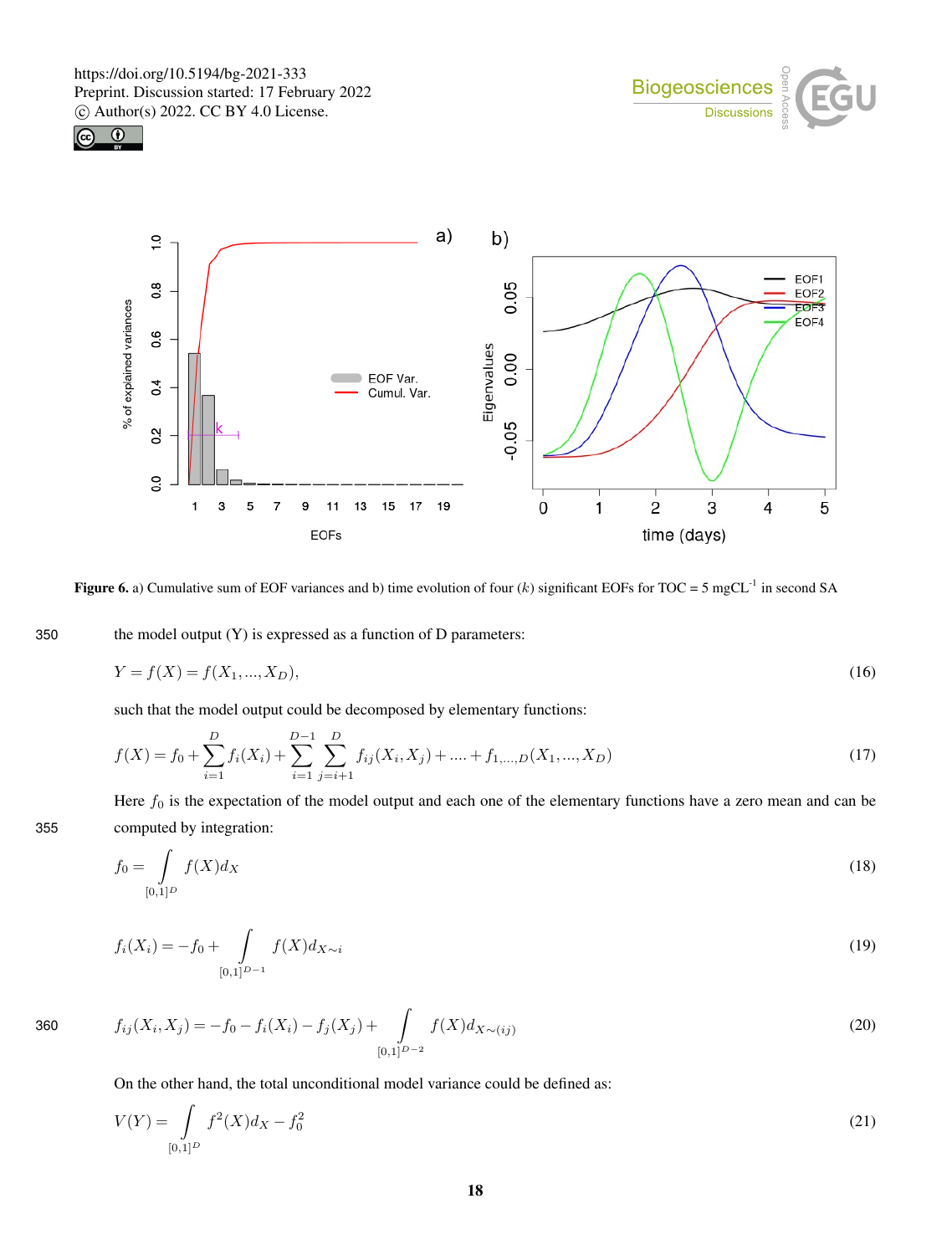Figure 6. a) Cumulative sum of EOF variances and b) time evolution of four ($k$) significant EOFs for TOC = 5 mgCL$^{-1}$ in second SA

the model output (Y) is expressed as a function of D parameters:

$$Y = f(X) = f(X_1, ..., X_D), \tag{16}$$

such that the model output could be decomposed by elementary functions:

$$f(X) = f_0 + \sum_{i=1}^{D} f_i(X_i) + \sum_{i=1}^{D-1} \sum_{j=i+1}^{D} f_{ij}(X_i, X_j) + .... + f_{1,...,D}(X_1, ..., X_D) \tag{17}$$

Here $f_0$ is the expectation of the model output and each one of the elementary functions have a zero mean and can be computed by integration:

$$f_0 = \int_{[0,1]^D} f(X) d_X \tag{18}$$

$$f_i(X_i) = -f_0 + \int_{[0,1]^{D-1}} f(X) d_{X\sim i} \tag{19}$$

$$f_{ij}(X_i, X_j) = -f_0 - f_i(X_i) - f_j(X_j) + \int_{[0,1]^{D-2}} f(X) d_{X\sim(ij)} \tag{20}$$

On the other hand, the total unconditional model variance could be defined as:

$$V(Y) = \int_{[0,1]^D} f^2(X) d_X - f_0^2 \tag{21}$$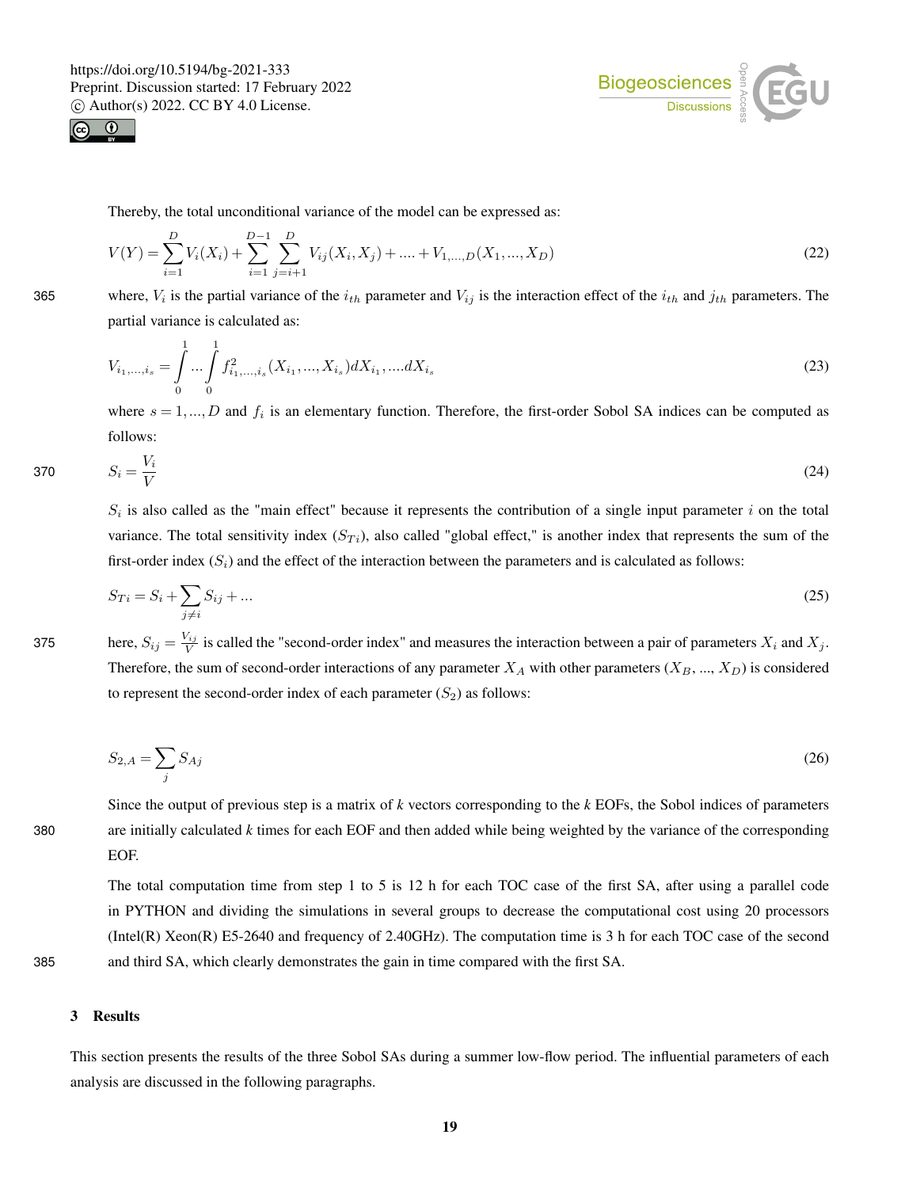Thereby, the total unconditional variance of the model can be expressed as:

$$V(Y) = \sum_{i=1}^{D} V_i(X_i) + \sum_{i=1}^{D-1} \sum_{j=i+1}^{D} V_{ij}(X_i, X_j) + .... + V_{1,...,D}(X_1, ..., X_D) \tag{22}$$

where, $V_i$ is the partial variance of the $i_{th}$ parameter and $V_{ij}$ is the interaction effect of the $i_{th}$ and $j_{th}$ parameters. The partial variance is calculated as:

$$V_{i_1,...,i_s} = \int_0^1 ... \int_0^1 f^2_{i_1,...,i_s}(X_{i_1}, ..., X_{i_s}) dX_{i_1}, ....dX_{i_s} \tag{23}$$

where $s = 1, ..., D$ and $f_i$ is an elementary function. Therefore, the first-order Sobol SA indices can be computed as follows:

$$S_i = \frac{V_i}{V} \tag{24}$$

$S_i$ is also called as the "main effect" because it represents the contribution of a single input parameter $i$ on the total variance. The total sensitivity index ($S_{Ti}$), also called "global effect," is another index that represents the sum of the first-order index ($S_i$) and the effect of the interaction between the parameters and is calculated as follows:

$$S_{Ti} = S_i + \sum_{j \neq i} S_{ij} + ... \tag{25}$$

here, $S_{ij} = \frac{V_{ij}}{V}$ is called the "second-order index" and measures the interaction between a pair of parameters $X_i$ and $X_j$. Therefore, the sum of second-order interactions of any parameter $X_A$ with other parameters ($X_B$, ..., $X_D$) is considered to represent the second-order index of each parameter ($S_2$) as follows:

$$S_{2,A} = \sum_j S_{Aj} \tag{26}$$

Since the output of previous step is a matrix of *k* vectors corresponding to the *k* EOFs, the Sobol indices of parameters are initially calculated *k* times for each EOF and then added while being weighted by the variance of the corresponding EOF.

The total computation time from step 1 to 5 is 12 h for each TOC case of the first SA, after using a parallel code in PYTHON and dividing the simulations in several groups to decrease the computational cost using 20 processors (Intel(R) Xeon(R) E5-2640 and frequency of 2.40GHz). The computation time is 3 h for each TOC case of the second and third SA, which clearly demonstrates the gain in time compared with the first SA.

## 3 Results

This section presents the results of the three Sobol SAs during a summer low-flow period. The influential parameters of each analysis are discussed in the following paragraphs.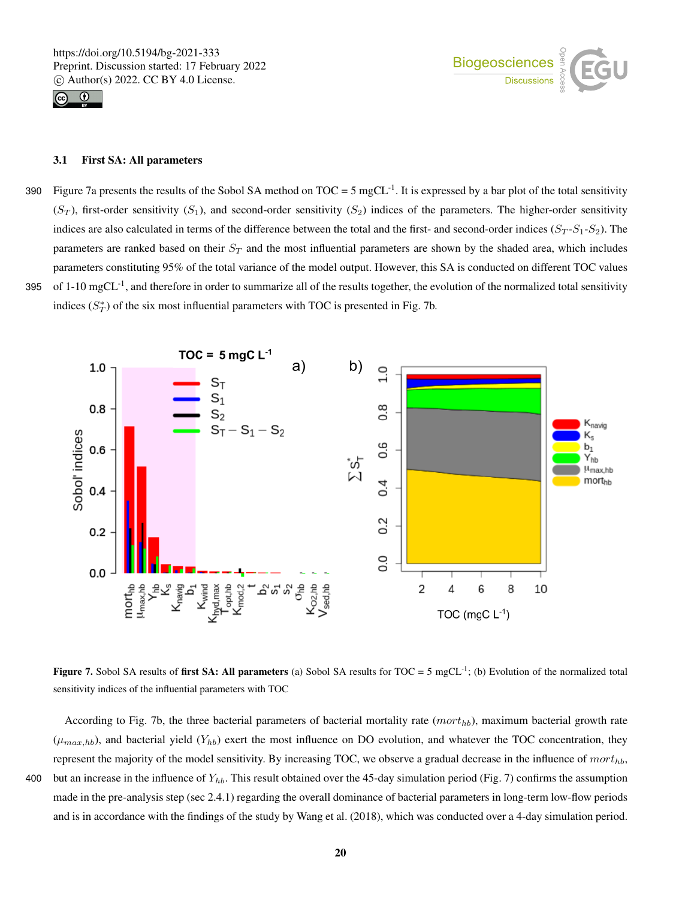### 3.1 First SA: All parameters

Figure 7a presents the results of the Sobol SA method on TOC = 5 mgCL$^{-1}$. It is expressed by a bar plot of the total sensitivity ($S_T$), first-order sensitivity ($S_1$), and second-order sensitivity ($S_2$) indices of the parameters. The higher-order sensitivity indices are also calculated in terms of the difference between the total and the first- and second-order indices ($S_T$-$S_1$-$S_2$). The parameters are ranked based on their $S_T$ and the most influential parameters are shown by the shaded area, which includes parameters constituting 95% of the total variance of the model output. However, this SA is conducted on different TOC values of 1-10 mgCL$^{-1}$, and therefore in order to summarize all of the results together, the evolution of the normalized total sensitivity indices ($S_T^*$) of the six most influential parameters with TOC is presented in Fig. 7b.

**Figure 7.** Sobol SA results of **first SA: All parameters** (a) Sobol SA results for TOC = 5 mgCL$^{-1}$; (b) Evolution of the normalized total sensitivity indices of the influential parameters with TOC

According to Fig. 7b, the three bacterial parameters of bacterial mortality rate ($mort_{hb}$), maximum bacterial growth rate ($\mu_{max,hb}$), and bacterial yield ($Y_{hb}$) exert the most influence on DO evolution, and whatever the TOC concentration, they represent the majority of the model sensitivity. By increasing TOC, we observe a gradual decrease in the influence of $mort_{hb}$, but an increase in the influence of $Y_{hb}$. This result obtained over the 45-day simulation period (Fig. 7) confirms the assumption made in the pre-analysis step (sec 2.4.1) regarding the overall dominance of bacterial parameters in long-term low-flow periods and is in accordance with the findings of the study by Wang et al. (2018), which was conducted over a 4-day simulation period.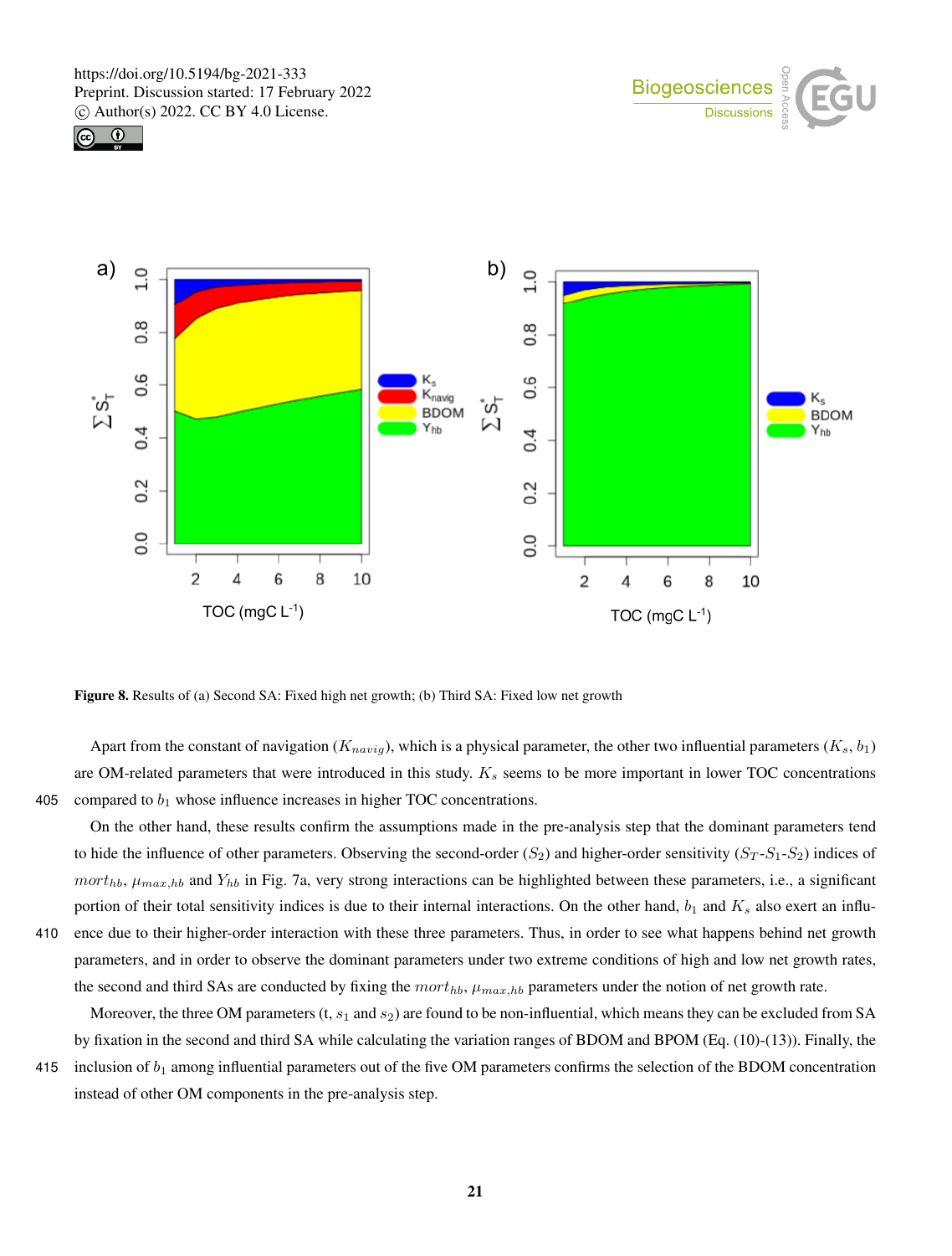**Figure 8.** Results of (a) Second SA: Fixed high net growth; (b) Third SA: Fixed low net growth

Apart from the constant of navigation ($K_{navig}$), which is a physical parameter, the other two influential parameters ($K_s$, $b_1$) are OM-related parameters that were introduced in this study. $K_s$ seems to be more important in lower TOC concentrations compared to $b_1$ whose influence increases in higher TOC concentrations.

On the other hand, these results confirm the assumptions made in the pre-analysis step that the dominant parameters tend to hide the influence of other parameters. Observing the second-order ($S_2$) and higher-order sensitivity ($S_T$-$S_1$-$S_2$) indices of $mort_{hb}$, $\mu_{max,hb}$ and $Y_{hb}$ in Fig. 7a, very strong interactions can be highlighted between these parameters, i.e., a significant portion of their total sensitivity indices is due to their internal interactions. On the other hand, $b_1$ and $K_s$ also exert an influence due to their higher-order interaction with these three parameters. Thus, in order to see what happens behind net growth parameters, and in order to observe the dominant parameters under two extreme conditions of high and low net growth rates, the second and third SAs are conducted by fixing the $mort_{hb}$, $\mu_{max,hb}$ parameters under the notion of net growth rate.

Moreover, the three OM parameters (t, $s_1$ and $s_2$) are found to be non-influential, which means they can be excluded from SA by fixation in the second and third SA while calculating the variation ranges of BDOM and BPOM (Eq. (10)-(13)). Finally, the inclusion of $b_1$ among influential parameters out of the five OM parameters confirms the selection of the BDOM concentration instead of other OM components in the pre-analysis step.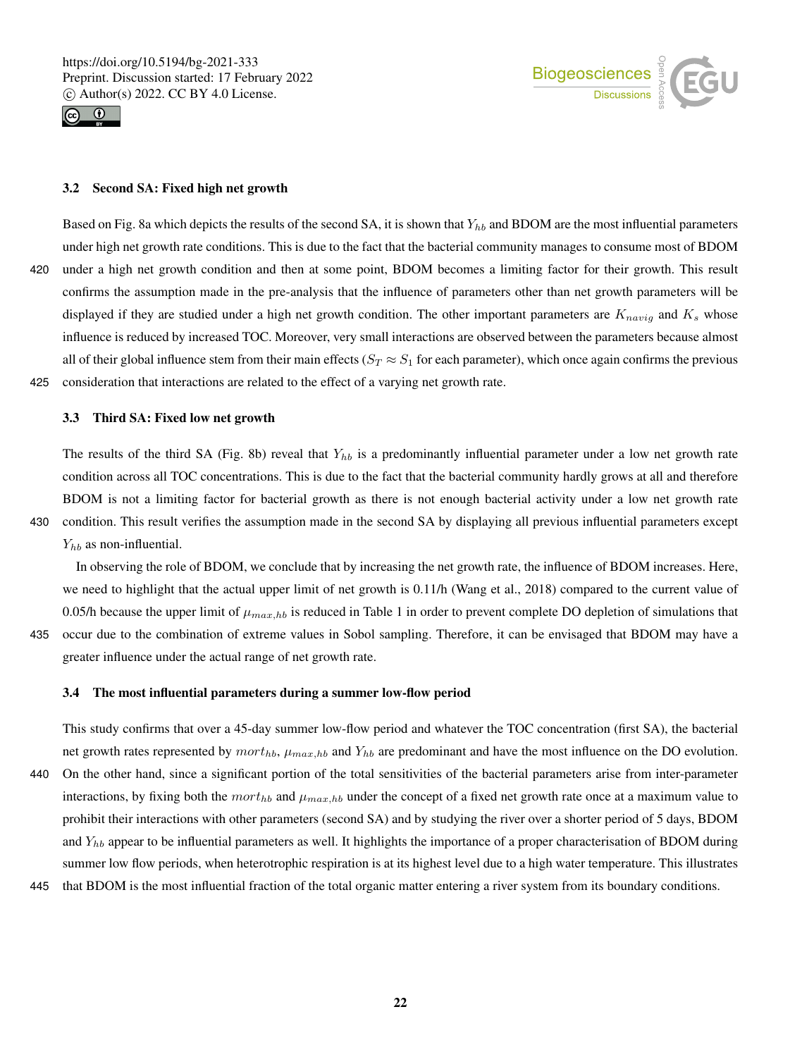### 3.2 Second SA: Fixed high net growth

Based on Fig. 8a which depicts the results of the second SA, it is shown that $Y_{hb}$ and BDOM are the most influential parameters under high net growth rate conditions. This is due to the fact that the bacterial community manages to consume most of BDOM under a high net growth condition and then at some point, BDOM becomes a limiting factor for their growth. This result confirms the assumption made in the pre-analysis that the influence of parameters other than net growth parameters will be displayed if they are studied under a high net growth condition. The other important parameters are $K_{navig}$ and $K_s$ whose influence is reduced by increased TOC. Moreover, very small interactions are observed between the parameters because almost all of their global influence stem from their main effects ($S_T \approx S_1$ for each parameter), which once again confirms the previous consideration that interactions are related to the effect of a varying net growth rate.

### 3.3 Third SA: Fixed low net growth

The results of the third SA (Fig. 8b) reveal that $Y_{hb}$ is a predominantly influential parameter under a low net growth rate condition across all TOC concentrations. This is due to the fact that the bacterial community hardly grows at all and therefore BDOM is not a limiting factor for bacterial growth as there is not enough bacterial activity under a low net growth rate condition. This result verifies the assumption made in the second SA by displaying all previous influential parameters except $Y_{hb}$ as non-influential.

In observing the role of BDOM, we conclude that by increasing the net growth rate, the influence of BDOM increases. Here, we need to highlight that the actual upper limit of net growth is 0.11/h (Wang et al., 2018) compared to the current value of 0.05/h because the upper limit of $\mu_{max,hb}$ is reduced in Table 1 in order to prevent complete DO depletion of simulations that occur due to the combination of extreme values in Sobol sampling. Therefore, it can be envisaged that BDOM may have a greater influence under the actual range of net growth rate.

### 3.4 The most influential parameters during a summer low-flow period

This study confirms that over a 45-day summer low-flow period and whatever the TOC concentration (first SA), the bacterial net growth rates represented by $mort_{hb}$, $\mu_{max,hb}$ and $Y_{hb}$ are predominant and have the most influence on the DO evolution. On the other hand, since a significant portion of the total sensitivities of the bacterial parameters arise from inter-parameter interactions, by fixing both the $mort_{hb}$ and $\mu_{max,hb}$ under the concept of a fixed net growth rate once at a maximum value to prohibit their interactions with other parameters (second SA) and by studying the river over a shorter period of 5 days, BDOM and $Y_{hb}$ appear to be influential parameters as well. It highlights the importance of a proper characterisation of BDOM during summer low flow periods, when heterotrophic respiration is at its highest level due to a high water temperature. This illustrates that BDOM is the most influential fraction of the total organic matter entering a river system from its boundary conditions.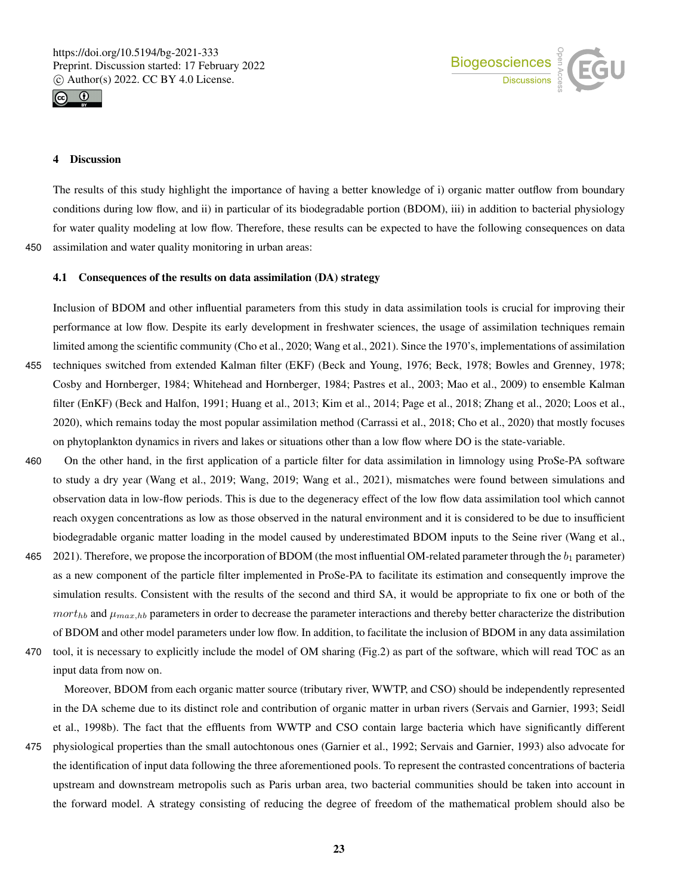## 4 Discussion

The results of this study highlight the importance of having a better knowledge of i) organic matter outflow from boundary conditions during low flow, and ii) in particular of its biodegradable portion (BDOM), iii) in addition to bacterial physiology for water quality modeling at low flow. Therefore, these results can be expected to have the following consequences on data assimilation and water quality monitoring in urban areas:

### 4.1 Consequences of the results on data assimilation (DA) strategy

Inclusion of BDOM and other influential parameters from this study in data assimilation tools is crucial for improving their performance at low flow. Despite its early development in freshwater sciences, the usage of assimilation techniques remain limited among the scientific community (Cho et al., 2020; Wang et al., 2021). Since the 1970's, implementations of assimilation techniques switched from extended Kalman filter (EKF) (Beck and Young, 1976; Beck, 1978; Bowles and Grenney, 1978; Cosby and Hornberger, 1984; Whitehead and Hornberger, 1984; Pastres et al., 2003; Mao et al., 2009) to ensemble Kalman filter (EnKF) (Beck and Halfon, 1991; Huang et al., 2013; Kim et al., 2014; Page et al., 2018; Zhang et al., 2020; Loos et al., 2020), which remains today the most popular assimilation method (Carrassi et al., 2018; Cho et al., 2020) that mostly focuses on phytoplankton dynamics in rivers and lakes or situations other than a low flow where DO is the state-variable.

On the other hand, in the first application of a particle filter for data assimilation in limnology using ProSe-PA software to study a dry year (Wang et al., 2019; Wang, 2019; Wang et al., 2021), mismatches were found between simulations and observation data in low-flow periods. This is due to the degeneracy effect of the low flow data assimilation tool which cannot reach oxygen concentrations as low as those observed in the natural environment and it is considered to be due to insufficient biodegradable organic matter loading in the model caused by underestimated BDOM inputs to the Seine river (Wang et al., 2021). Therefore, we propose the incorporation of BDOM (the most influential OM-related parameter through the $b_1$ parameter) as a new component of the particle filter implemented in ProSe-PA to facilitate its estimation and consequently improve the simulation results. Consistent with the results of the second and third SA, it would be appropriate to fix one or both of the $mort_{hb}$ and $\mu_{max,hb}$ parameters in order to decrease the parameter interactions and thereby better characterize the distribution of BDOM and other model parameters under low flow. In addition, to facilitate the inclusion of BDOM in any data assimilation tool, it is necessary to explicitly include the model of OM sharing (Fig.2) as part of the software, which will read TOC as an input data from now on.

Moreover, BDOM from each organic matter source (tributary river, WWTP, and CSO) should be independently represented in the DA scheme due to its distinct role and contribution of organic matter in urban rivers (Servais and Garnier, 1993; Seidl et al., 1998b). The fact that the effluents from WWTP and CSO contain large bacteria which have significantly different physiological properties than the small autochtonous ones (Garnier et al., 1992; Servais and Garnier, 1993) also advocate for the identification of input data following the three aforementioned pools. To represent the contrasted concentrations of bacteria upstream and downstream metropolis such as Paris urban area, two bacterial communities should be taken into account in the forward model. A strategy consisting of reducing the degree of freedom of the mathematical problem should also be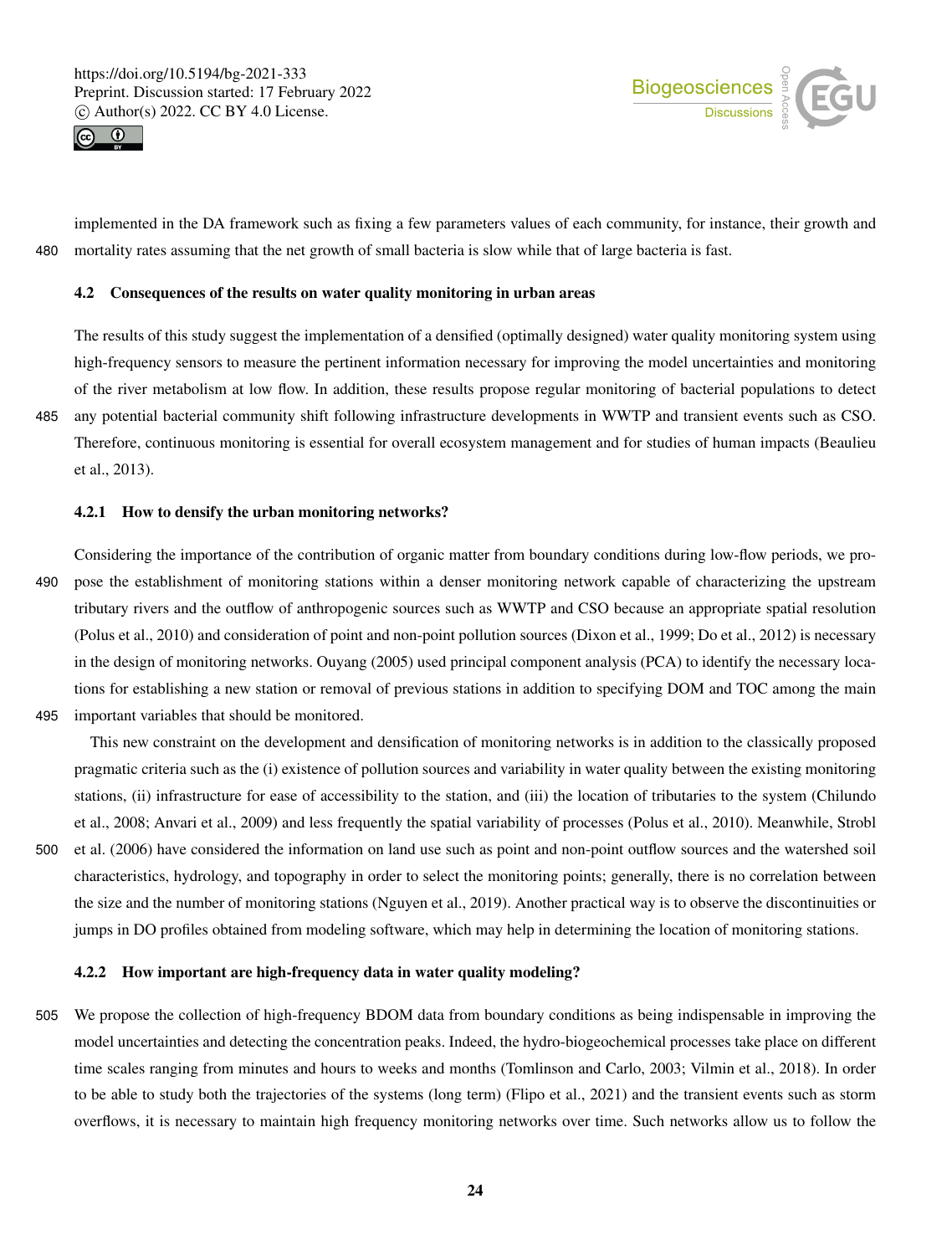implemented in the DA framework such as fixing a few parameters values of each community, for instance, their growth and mortality rates assuming that the net growth of small bacteria is slow while that of large bacteria is fast.

### 4.2 Consequences of the results on water quality monitoring in urban areas

The results of this study suggest the implementation of a densified (optimally designed) water quality monitoring system using high-frequency sensors to measure the pertinent information necessary for improving the model uncertainties and monitoring of the river metabolism at low flow. In addition, these results propose regular monitoring of bacterial populations to detect any potential bacterial community shift following infrastructure developments in WWTP and transient events such as CSO. Therefore, continuous monitoring is essential for overall ecosystem management and for studies of human impacts (Beaulieu et al., 2013).

#### 4.2.1 How to densify the urban monitoring networks?

Considering the importance of the contribution of organic matter from boundary conditions during low-flow periods, we propose the establishment of monitoring stations within a denser monitoring network capable of characterizing the upstream tributary rivers and the outflow of anthropogenic sources such as WWTP and CSO because an appropriate spatial resolution (Polus et al., 2010) and consideration of point and non-point pollution sources (Dixon et al., 1999; Do et al., 2012) is necessary in the design of monitoring networks. Ouyang (2005) used principal component analysis (PCA) to identify the necessary locations for establishing a new station or removal of previous stations in addition to specifying DOM and TOC among the main important variables that should be monitored.

This new constraint on the development and densification of monitoring networks is in addition to the classically proposed pragmatic criteria such as the (i) existence of pollution sources and variability in water quality between the existing monitoring stations, (ii) infrastructure for ease of accessibility to the station, and (iii) the location of tributaries to the system (Chilundo et al., 2008; Anvari et al., 2009) and less frequently the spatial variability of processes (Polus et al., 2010). Meanwhile, Strobl et al. (2006) have considered the information on land use such as point and non-point outflow sources and the watershed soil characteristics, hydrology, and topography in order to select the monitoring points; generally, there is no correlation between the size and the number of monitoring stations (Nguyen et al., 2019). Another practical way is to observe the discontinuities or jumps in DO profiles obtained from modeling software, which may help in determining the location of monitoring stations.

#### 4.2.2 How important are high-frequency data in water quality modeling?

We propose the collection of high-frequency BDOM data from boundary conditions as being indispensable in improving the model uncertainties and detecting the concentration peaks. Indeed, the hydro-biogeochemical processes take place on different time scales ranging from minutes and hours to weeks and months (Tomlinson and Carlo, 2003; Vilmin et al., 2018). In order to be able to study both the trajectories of the systems (long term) (Flipo et al., 2021) and the transient events such as storm overflows, it is necessary to maintain high frequency monitoring networks over time. Such networks allow us to follow the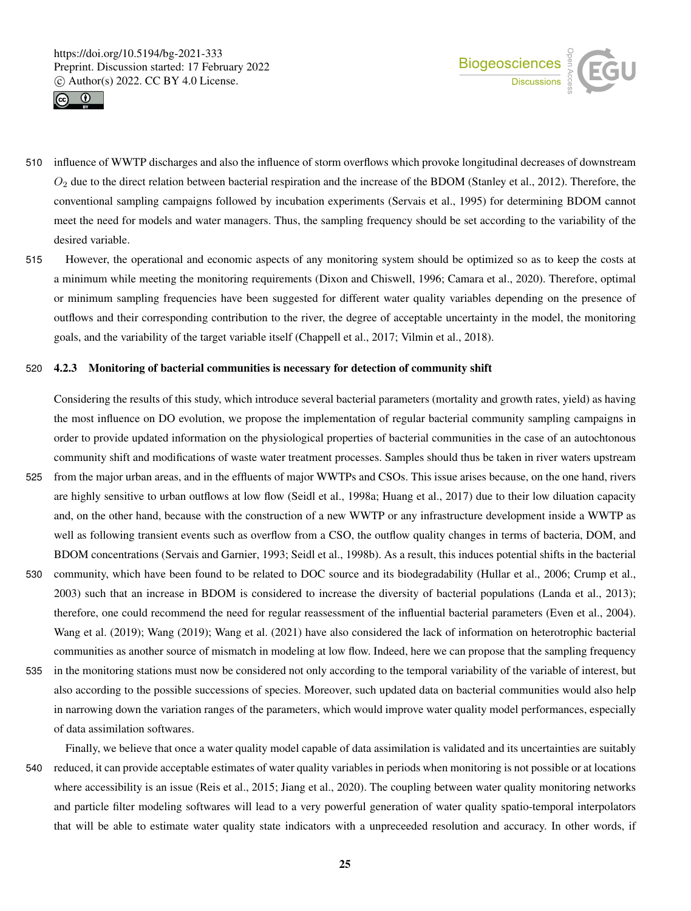influence of WWTP discharges and also the influence of storm overflows which provoke longitudinal decreases of downstream $O_2$ due to the direct relation between bacterial respiration and the increase of the BDOM (Stanley et al., 2012). Therefore, the conventional sampling campaigns followed by incubation experiments (Servais et al., 1995) for determining BDOM cannot meet the need for models and water managers. Thus, the sampling frequency should be set according to the variability of the desired variable.

However, the operational and economic aspects of any monitoring system should be optimized so as to keep the costs at a minimum while meeting the monitoring requirements (Dixon and Chiswell, 1996; Camara et al., 2020). Therefore, optimal or minimum sampling frequencies have been suggested for different water quality variables depending on the presence of outflows and their corresponding contribution to the river, the degree of acceptable uncertainty in the model, the monitoring goals, and the variability of the target variable itself (Chappell et al., 2017; Vilmin et al., 2018).

#### 4.2.3 Monitoring of bacterial communities is necessary for detection of community shift

Considering the results of this study, which introduce several bacterial parameters (mortality and growth rates, yield) as having the most influence on DO evolution, we propose the implementation of regular bacterial community sampling campaigns in order to provide updated information on the physiological properties of bacterial communities in the case of an autochtonous community shift and modifications of waste water treatment processes. Samples should thus be taken in river waters upstream from the major urban areas, and in the effluents of major WWTPs and CSOs. This issue arises because, on the one hand, rivers are highly sensitive to urban outflows at low flow (Seidl et al., 1998a; Huang et al., 2017) due to their low dilution capacity and, on the other hand, because with the construction of a new WWTP or any infrastructure development inside a WWTP as well as following transient events such as overflow from a CSO, the outflow quality changes in terms of bacteria, DOM, and BDOM concentrations (Servais and Garnier, 1993; Seidl et al., 1998b). As a result, this induces potential shifts in the bacterial community, which have been found to be related to DOC source and its biodegradability (Hullar et al., 2006; Crump et al., 2003) such that an increase in BDOM is considered to increase the diversity of bacterial populations (Landa et al., 2013); therefore, one could recommend the need for regular reassessment of the influential bacterial parameters (Even et al., 2004). Wang et al. (2019); Wang (2019); Wang et al. (2021) have also considered the lack of information on heterotrophic bacterial communities as another source of mismatch in modeling at low flow. Indeed, here we can propose that the sampling frequency in the monitoring stations must now be considered not only according to the temporal variability of the variable of interest, but also according to the possible successions of species. Moreover, such updated data on bacterial communities would also help in narrowing down the variation ranges of the parameters, which would improve water quality model performances, especially of data assimilation softwares.

Finally, we believe that once a water quality model capable of data assimilation is validated and its uncertainties are suitably reduced, it can provide acceptable estimates of water quality variables in periods when monitoring is not possible or at locations where accessibility is an issue (Reis et al., 2015; Jiang et al., 2020). The coupling between water quality monitoring networks and particle filter modeling softwares will lead to a very powerful generation of water quality spatio-temporal interpolators that will be able to estimate water quality state indicators with a unpreceeded resolution and accuracy. In other words, if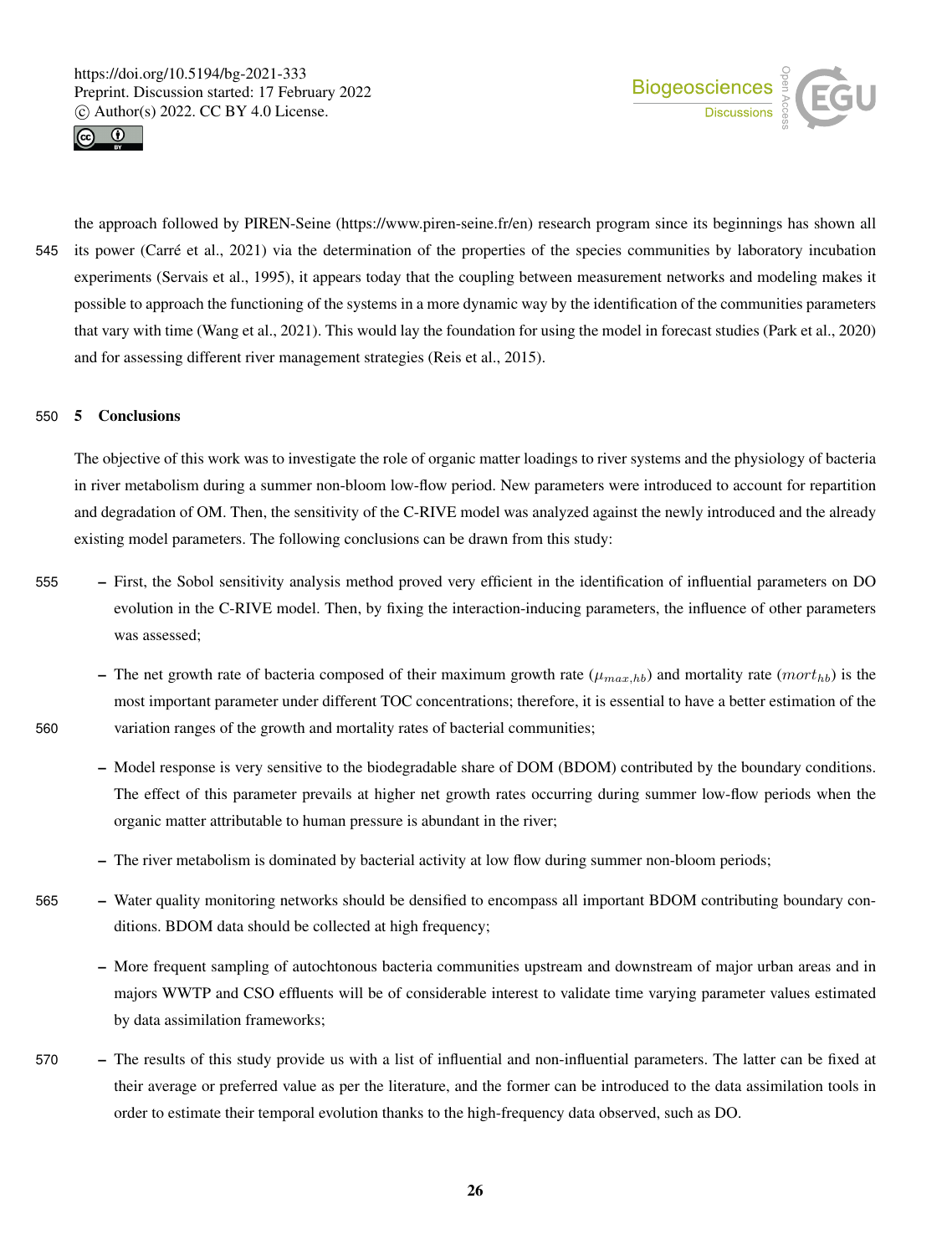the approach followed by PIREN-Seine (https://www.piren-seine.fr/en) research program since its beginnings has shown all its power (Carré et al., 2021) via the determination of the properties of the species communities by laboratory incubation experiments (Servais et al., 1995), it appears today that the coupling between measurement networks and modeling makes it possible to approach the functioning of the systems in a more dynamic way by the identification of the communities parameters that vary with time (Wang et al., 2021). This would lay the foundation for using the model in forecast studies (Park et al., 2020) and for assessing different river management strategies (Reis et al., 2015).

## 5 Conclusions

The objective of this work was to investigate the role of organic matter loadings to river systems and the physiology of bacteria in river metabolism during a summer non-bloom low-flow period. New parameters were introduced to account for repartition and degradation of OM. Then, the sensitivity of the C-RIVE model was analyzed against the newly introduced and the already existing model parameters. The following conclusions can be drawn from this study:

- First, the Sobol sensitivity analysis method proved very efficient in the identification of influential parameters on DO evolution in the C-RIVE model. Then, by fixing the interaction-inducing parameters, the influence of other parameters was assessed;
- The net growth rate of bacteria composed of their maximum growth rate ($\mu_{max,hb}$) and mortality rate ($mort_{hb}$) is the most important parameter under different TOC concentrations; therefore, it is essential to have a better estimation of the variation ranges of the growth and mortality rates of bacterial communities;
- Model response is very sensitive to the biodegradable share of DOM (BDOM) contributed by the boundary conditions. The effect of this parameter prevails at higher net growth rates occurring during summer low-flow periods when the organic matter attributable to human pressure is abundant in the river;
- The river metabolism is dominated by bacterial activity at low flow during summer non-bloom periods;
- Water quality monitoring networks should be densified to encompass all important BDOM contributing boundary conditions. BDOM data should be collected at high frequency;
- More frequent sampling of autochtonous bacteria communities upstream and downstream of major urban areas and in majors WWTP and CSO effluents will be of considerable interest to validate time varying parameter values estimated by data assimilation frameworks;
- The results of this study provide us with a list of influential and non-influential parameters. The latter can be fixed at their average or preferred value as per the literature, and the former can be introduced to the data assimilation tools in order to estimate their temporal evolution thanks to the high-frequency data observed, such as DO.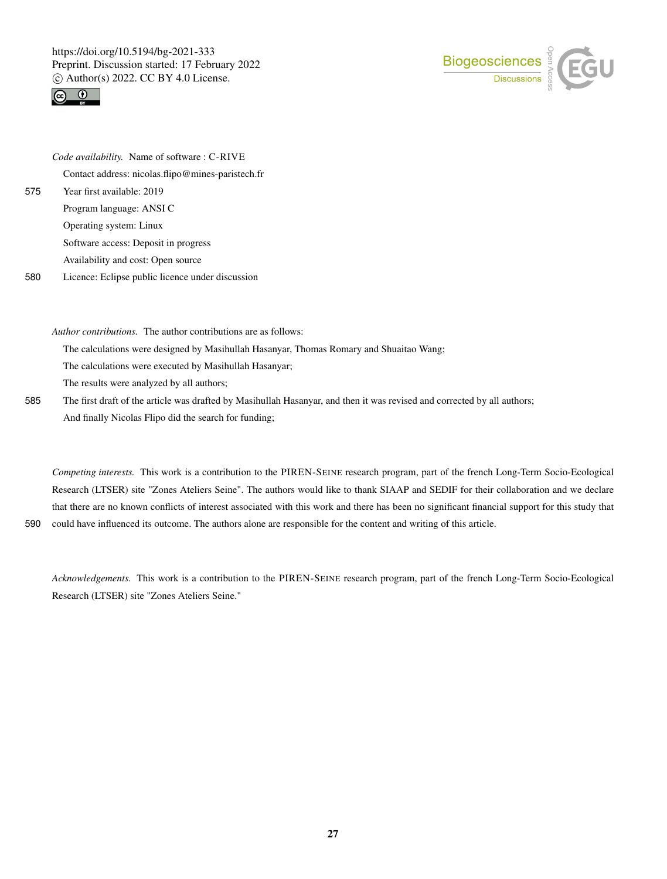*Code availability.* Name of software : C-RIVE

Contact address: nicolas.flipo@mines-paristech.fr

Year first available: 2019

Program language: ANSI C

Operating system: Linux

Software access: Deposit in progress

Availability and cost: Open source

Licence: Eclipse public licence under discussion

*Author contributions.* The author contributions are as follows:

The calculations were designed by Masihullah Hasanyar, Thomas Romary and Shuaitao Wang;

The calculations were executed by Masihullah Hasanyar;

The results were analyzed by all authors;

The first draft of the article was drafted by Masihullah Hasanyar, and then it was revised and corrected by all authors;

And finally Nicolas Flipo did the search for funding;

*Competing interests.* This work is a contribution to the PIREN-SEINE research program, part of the french Long-Term Socio-Ecological Research (LTSER) site "Zones Ateliers Seine". The authors would like to thank SIAAP and SEDIF for their collaboration and we declare that there are no known conflicts of interest associated with this work and there has been no significant financial support for this study that could have influenced its outcome. The authors alone are responsible for the content and writing of this article.

*Acknowledgements.* This work is a contribution to the PIREN-SEINE research program, part of the french Long-Term Socio-Ecological Research (LTSER) site "Zones Ateliers Seine."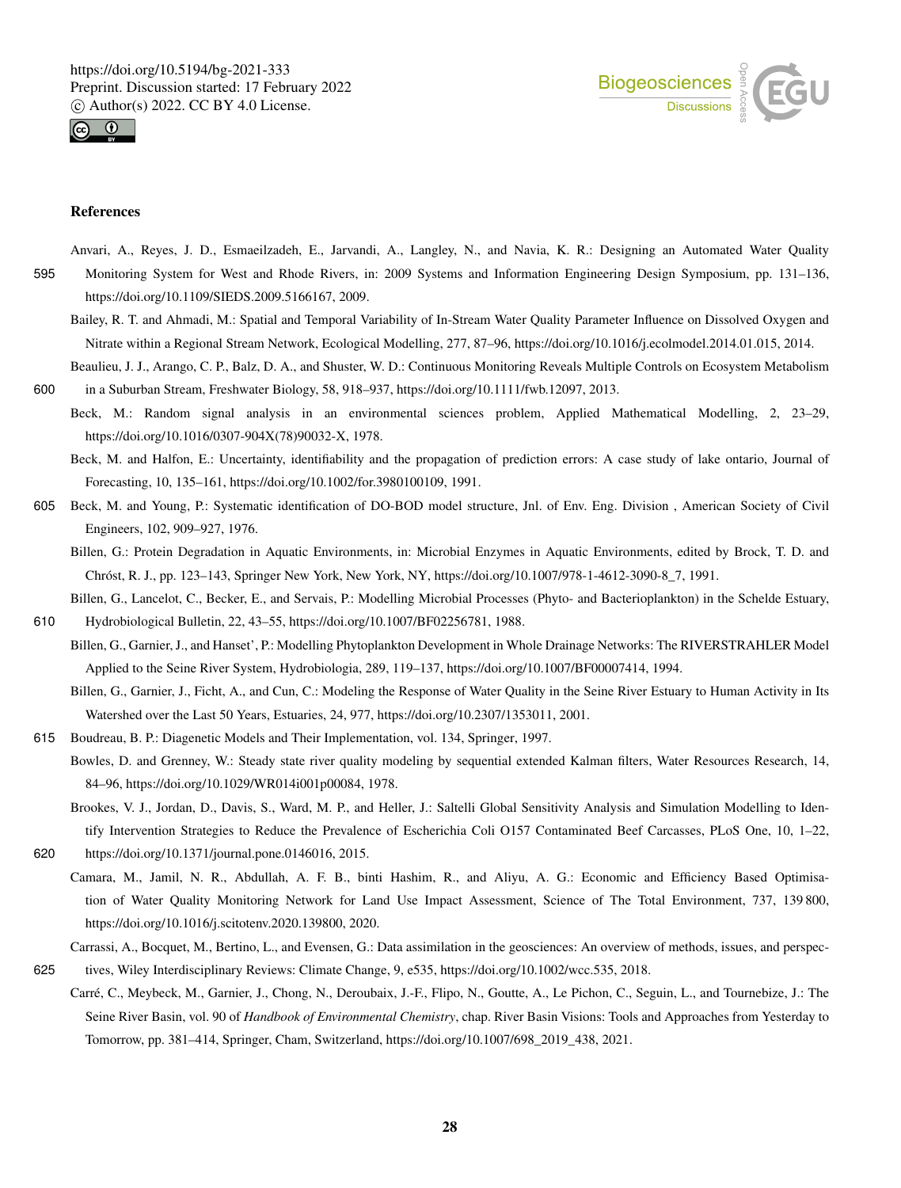## References

Anvari, A., Reyes, J. D., Esmaeilzadeh, E., Jarvandi, A., Langley, N., and Navia, K. R.: Designing an Automated Water Quality Monitoring System for West and Rhode Rivers, in: 2009 Systems and Information Engineering Design Symposium, pp. 131–136, https://doi.org/10.1109/SIEDS.2009.5166167, 2009.

Bailey, R. T. and Ahmadi, M.: Spatial and Temporal Variability of In-Stream Water Quality Parameter Influence on Dissolved Oxygen and Nitrate within a Regional Stream Network, Ecological Modelling, 277, 87–96, https://doi.org/10.1016/j.ecolmodel.2014.01.015, 2014.

Beaulieu, J. J., Arango, C. P., Balz, D. A., and Shuster, W. D.: Continuous Monitoring Reveals Multiple Controls on Ecosystem Metabolism in a Suburban Stream, Freshwater Biology, 58, 918–937, https://doi.org/10.1111/fwb.12097, 2013.

Beck, M.: Random signal analysis in an environmental sciences problem, Applied Mathematical Modelling, 2, 23–29, https://doi.org/10.1016/0307-904X(78)90032-X, 1978.

Beck, M. and Halfon, E.: Uncertainty, identifiability and the propagation of prediction errors: A case study of lake ontario, Journal of Forecasting, 10, 135–161, https://doi.org/10.1002/for.3980100109, 1991.

Beck, M. and Young, P.: Systematic identification of DO-BOD model structure, Jnl. of Env. Eng. Division , American Society of Civil Engineers, 102, 909–927, 1976.

Billen, G.: Protein Degradation in Aquatic Environments, in: Microbial Enzymes in Aquatic Environments, edited by Brock, T. D. and Chróst, R. J., pp. 123–143, Springer New York, New York, NY, https://doi.org/10.1007/978-1-4612-3090-8_7, 1991.

Billen, G., Lancelot, C., Becker, E., and Servais, P.: Modelling Microbial Processes (Phyto- and Bacterioplankton) in the Schelde Estuary, Hydrobiological Bulletin, 22, 43–55, https://doi.org/10.1007/BF02256781, 1988.

Billen, G., Garnier, J., and Hanset', P.: Modelling Phytoplankton Development in Whole Drainage Networks: The RIVERSTRAHLER Model Applied to the Seine River System, Hydrobiologia, 289, 119–137, https://doi.org/10.1007/BF00007414, 1994.

Billen, G., Garnier, J., Ficht, A., and Cun, C.: Modeling the Response of Water Quality in the Seine River Estuary to Human Activity in Its Watershed over the Last 50 Years, Estuaries, 24, 977, https://doi.org/10.2307/1353011, 2001.

Boudreau, B. P.: Diagenetic Models and Their Implementation, vol. 134, Springer, 1997.

Bowles, D. and Grenney, W.: Steady state river quality modeling by sequential extended Kalman filters, Water Resources Research, 14, 84–96, https://doi.org/10.1029/WR014i001p00084, 1978.

Brookes, V. J., Jordan, D., Davis, S., Ward, M. P., and Heller, J.: Saltelli Global Sensitivity Analysis and Simulation Modelling to Identify Intervention Strategies to Reduce the Prevalence of Escherichia Coli O157 Contaminated Beef Carcasses, PLoS One, 10, 1–22, https://doi.org/10.1371/journal.pone.0146016, 2015.

Camara, M., Jamil, N. R., Abdullah, A. F. B., binti Hashim, R., and Aliyu, A. G.: Economic and Efficiency Based Optimisation of Water Quality Monitoring Network for Land Use Impact Assessment, Science of The Total Environment, 737, 139 800, https://doi.org/10.1016/j.scitotenv.2020.139800, 2020.

Carrassi, A., Bocquet, M., Bertino, L., and Evensen, G.: Data assimilation in the geosciences: An overview of methods, issues, and perspectives, Wiley Interdisciplinary Reviews: Climate Change, 9, e535, https://doi.org/10.1002/wcc.535, 2018.

Carré, C., Meybeck, M., Garnier, J., Chong, N., Deroubaix, J.-F., Flipo, N., Goutte, A., Le Pichon, C., Seguin, L., and Tournebize, J.: The Seine River Basin, vol. 90 of *Handbook of Environmental Chemistry*, chap. River Basin Visions: Tools and Approaches from Yesterday to Tomorrow, pp. 381–414, Springer, Cham, Switzerland, https://doi.org/10.1007/698_2019_438, 2021.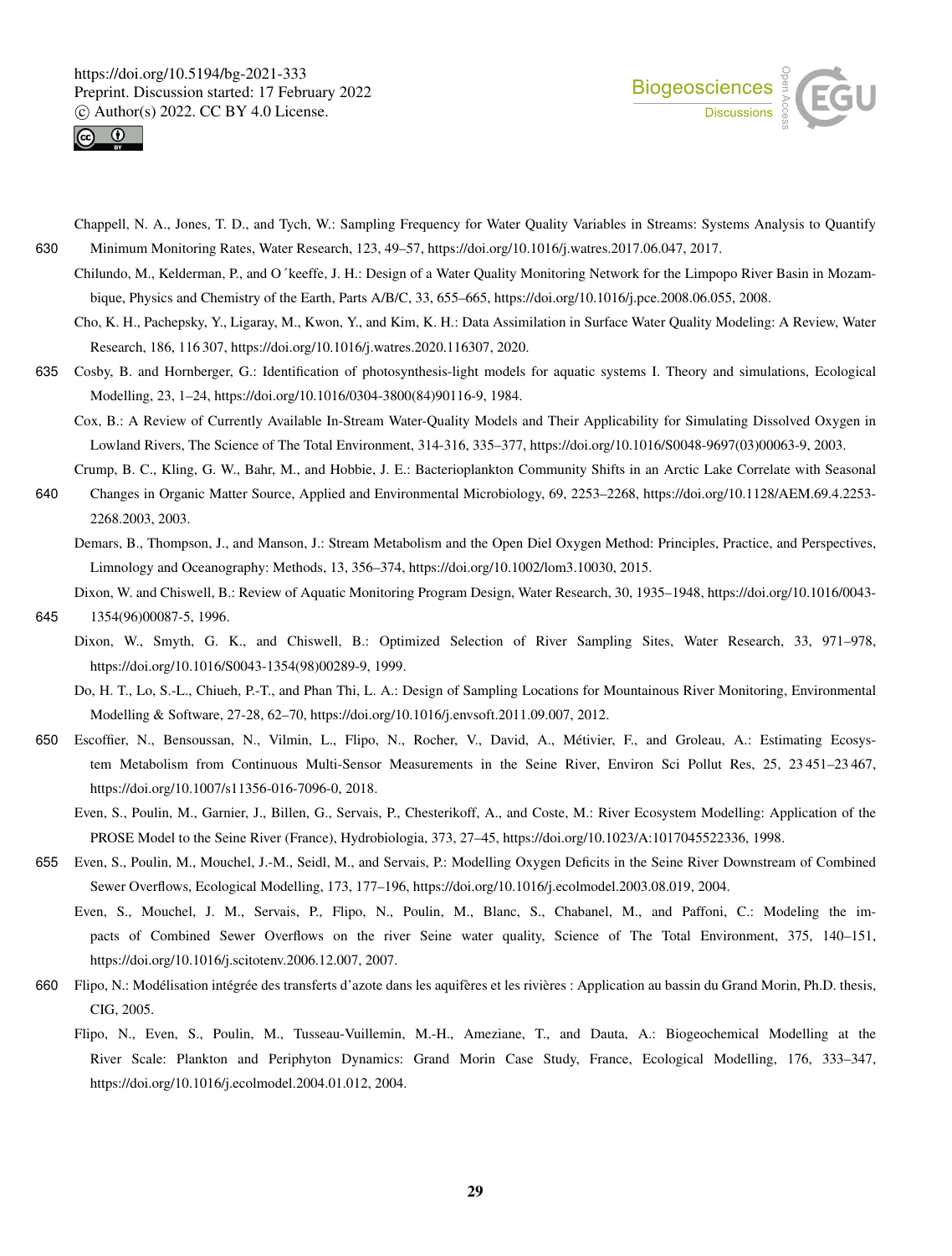Chappell, N. A., Jones, T. D., and Tych, W.: Sampling Frequency for Water Quality Variables in Streams: Systems Analysis to Quantify Minimum Monitoring Rates, Water Research, 123, 49–57, https://doi.org/10.1016/j.watres.2017.06.047, 2017.

Chilundo, M., Kelderman, P., and O´keeffe, J. H.: Design of a Water Quality Monitoring Network for the Limpopo River Basin in Mozambique, Physics and Chemistry of the Earth, Parts A/B/C, 33, 655–665, https://doi.org/10.1016/j.pce.2008.06.055, 2008.

Cho, K. H., Pachepsky, Y., Ligaray, M., Kwon, Y., and Kim, K. H.: Data Assimilation in Surface Water Quality Modeling: A Review, Water Research, 186, 116 307, https://doi.org/10.1016/j.watres.2020.116307, 2020.

Cosby, B. and Hornberger, G.: Identification of photosynthesis-light models for aquatic systems I. Theory and simulations, Ecological Modelling, 23, 1–24, https://doi.org/10.1016/0304-3800(84)90116-9, 1984.

Cox, B.: A Review of Currently Available In-Stream Water-Quality Models and Their Applicability for Simulating Dissolved Oxygen in Lowland Rivers, The Science of The Total Environment, 314-316, 335–377, https://doi.org/10.1016/S0048-9697(03)00063-9, 2003.

Crump, B. C., Kling, G. W., Bahr, M., and Hobbie, J. E.: Bacterioplankton Community Shifts in an Arctic Lake Correlate with Seasonal Changes in Organic Matter Source, Applied and Environmental Microbiology, 69, 2253–2268, https://doi.org/10.1128/AEM.69.4.2253-2268.2003, 2003.

Demars, B., Thompson, J., and Manson, J.: Stream Metabolism and the Open Diel Oxygen Method: Principles, Practice, and Perspectives, Limnology and Oceanography: Methods, 13, 356–374, https://doi.org/10.1002/lom3.10030, 2015.

Dixon, W. and Chiswell, B.: Review of Aquatic Monitoring Program Design, Water Research, 30, 1935–1948, https://doi.org/10.1016/0043-1354(96)00087-5, 1996.

Dixon, W., Smyth, G. K., and Chiswell, B.: Optimized Selection of River Sampling Sites, Water Research, 33, 971–978, https://doi.org/10.1016/S0043-1354(98)00289-9, 1999.

Do, H. T., Lo, S.-L., Chiueh, P.-T., and Phan Thi, L. A.: Design of Sampling Locations for Mountainous River Monitoring, Environmental Modelling & Software, 27-28, 62–70, https://doi.org/10.1016/j.envsoft.2011.09.007, 2012.

Escoffier, N., Bensoussan, N., Vilmin, L., Flipo, N., Rocher, V., David, A., Métivier, F., and Groleau, A.: Estimating Ecosystem Metabolism from Continuous Multi-Sensor Measurements in the Seine River, Environ Sci Pollut Res, 25, 23 451–23 467, https://doi.org/10.1007/s11356-016-7096-0, 2018.

Even, S., Poulin, M., Garnier, J., Billen, G., Servais, P., Chesterikoff, A., and Coste, M.: River Ecosystem Modelling: Application of the PROSE Model to the Seine River (France), Hydrobiologia, 373, 27–45, https://doi.org/10.1023/A:1017045522336, 1998.

Even, S., Poulin, M., Mouchel, J.-M., Seidl, M., and Servais, P.: Modelling Oxygen Deficits in the Seine River Downstream of Combined Sewer Overflows, Ecological Modelling, 173, 177–196, https://doi.org/10.1016/j.ecolmodel.2003.08.019, 2004.

Even, S., Mouchel, J. M., Servais, P., Flipo, N., Poulin, M., Blanc, S., Chabanel, M., and Paffoni, C.: Modeling the impacts of Combined Sewer Overflows on the river Seine water quality, Science of The Total Environment, 375, 140–151, https://doi.org/10.1016/j.scitotenv.2006.12.007, 2007.

Flipo, N.: Modélisation intégrée des transferts d'azote dans les aquifères et les rivières : Application au bassin du Grand Morin, Ph.D. thesis, CIG, 2005.

Flipo, N., Even, S., Poulin, M., Tusseau-Vuillemin, M.-H., Ameziane, T., and Dauta, A.: Biogeochemical Modelling at the River Scale: Plankton and Periphyton Dynamics: Grand Morin Case Study, France, Ecological Modelling, 176, 333–347, https://doi.org/10.1016/j.ecolmodel.2004.01.012, 2004.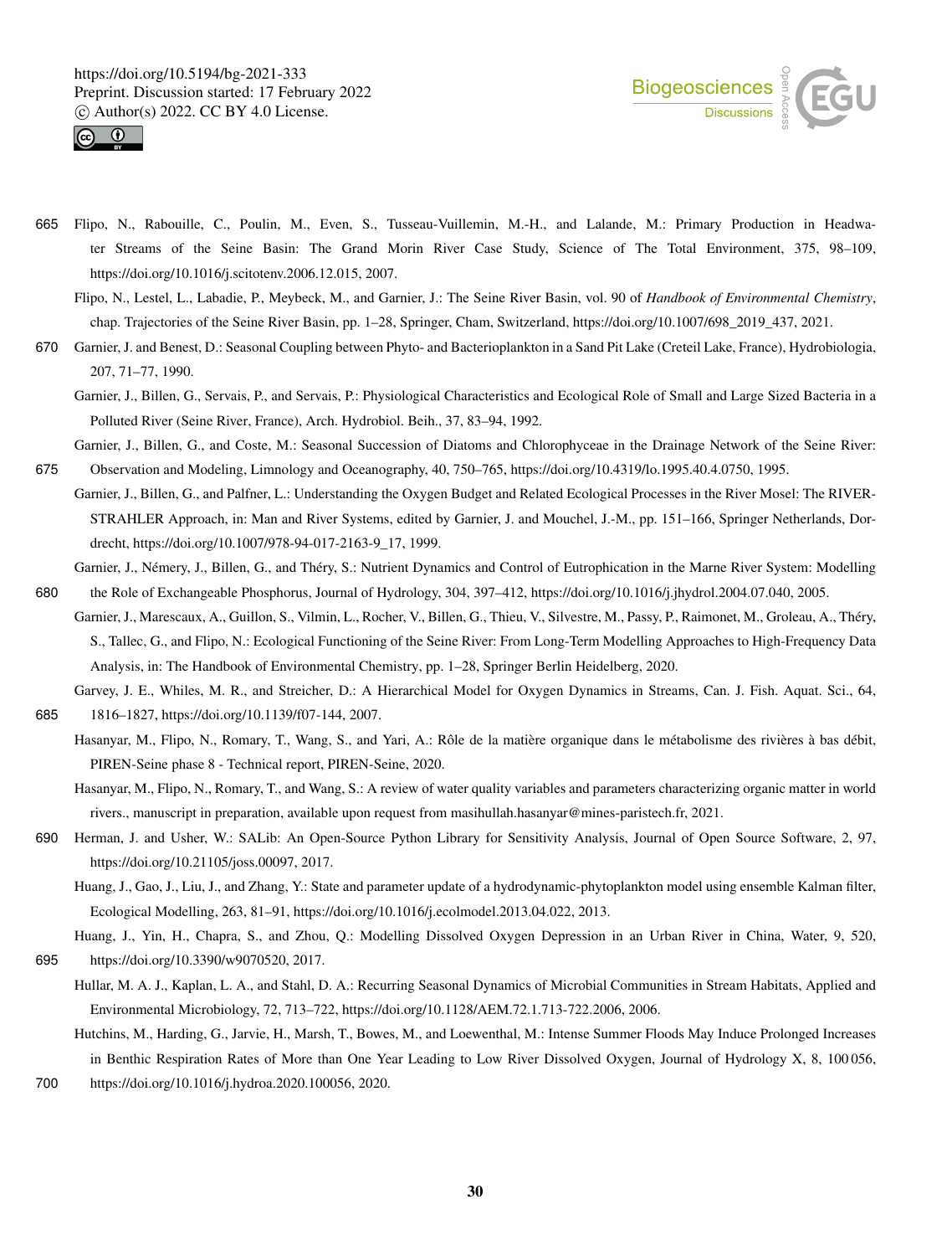Flipo, N., Rabouille, C., Poulin, M., Even, S., Tusseau-Vuillemin, M.-H., and Lalande, M.: Primary Production in Headwater Streams of the Seine Basin: The Grand Morin River Case Study, Science of The Total Environment, 375, 98–109, https://doi.org/10.1016/j.scitotenv.2006.12.015, 2007.

Flipo, N., Lestel, L., Labadie, P., Meybeck, M., and Garnier, J.: The Seine River Basin, vol. 90 of *Handbook of Environmental Chemistry*, chap. Trajectories of the Seine River Basin, pp. 1–28, Springer, Cham, Switzerland, https://doi.org/10.1007/698_2019_437, 2021.

Garnier, J. and Benest, D.: Seasonal Coupling between Phyto- and Bacterioplankton in a Sand Pit Lake (Creteil Lake, France), Hydrobiologia, 207, 71–77, 1990.

Garnier, J., Billen, G., Servais, P., and Servais, P.: Physiological Characteristics and Ecological Role of Small and Large Sized Bacteria in a Polluted River (Seine River, France), Arch. Hydrobiol. Beih., 37, 83–94, 1992.

Garnier, J., Billen, G., and Coste, M.: Seasonal Succession of Diatoms and Chlorophyceae in the Drainage Network of the Seine River: Observation and Modeling, Limnology and Oceanography, 40, 750–765, https://doi.org/10.4319/lo.1995.40.4.0750, 1995.

Garnier, J., Billen, G., and Palfner, L.: Understanding the Oxygen Budget and Related Ecological Processes in the River Mosel: The RIVERSTRAHLER Approach, in: Man and River Systems, edited by Garnier, J. and Mouchel, J.-M., pp. 151–166, Springer Netherlands, Dordrecht, https://doi.org/10.1007/978-94-017-2163-9_17, 1999.

Garnier, J., Némery, J., Billen, G., and Théry, S.: Nutrient Dynamics and Control of Eutrophication in the Marne River System: Modelling the Role of Exchangeable Phosphorus, Journal of Hydrology, 304, 397–412, https://doi.org/10.1016/j.jhydrol.2004.07.040, 2005.

Garnier, J., Marescaux, A., Guillon, S., Vilmin, L., Rocher, V., Billen, G., Thieu, V., Silvestre, M., Passy, P., Raimonet, M., Groleau, A., Théry, S., Tallec, G., and Flipo, N.: Ecological Functioning of the Seine River: From Long-Term Modelling Approaches to High-Frequency Data Analysis, in: The Handbook of Environmental Chemistry, pp. 1–28, Springer Berlin Heidelberg, 2020.

Garvey, J. E., Whiles, M. R., and Streicher, D.: A Hierarchical Model for Oxygen Dynamics in Streams, Can. J. Fish. Aquat. Sci., 64, 1816–1827, https://doi.org/10.1139/f07-144, 2007.

Hasanyar, M., Flipo, N., Romary, T., Wang, S., and Yari, A.: Rôle de la matière organique dans le métabolisme des rivières à bas débit, PIREN-Seine phase 8 - Technical report, PIREN-Seine, 2020.

Hasanyar, M., Flipo, N., Romary, T., and Wang, S.: A review of water quality variables and parameters characterizing organic matter in world rivers., manuscript in preparation, available upon request from masihullah.hasanyar@mines-paristech.fr, 2021.

Herman, J. and Usher, W.: SALib: An Open-Source Python Library for Sensitivity Analysis, Journal of Open Source Software, 2, 97, https://doi.org/10.21105/joss.00097, 2017.

Huang, J., Gao, J., Liu, J., and Zhang, Y.: State and parameter update of a hydrodynamic-phytoplankton model using ensemble Kalman filter, Ecological Modelling, 263, 81–91, https://doi.org/10.1016/j.ecolmodel.2013.04.022, 2013.

Huang, J., Yin, H., Chapra, S., and Zhou, Q.: Modelling Dissolved Oxygen Depression in an Urban River in China, Water, 9, 520, https://doi.org/10.3390/w9070520, 2017.

Hullar, M. A. J., Kaplan, L. A., and Stahl, D. A.: Recurring Seasonal Dynamics of Microbial Communities in Stream Habitats, Applied and Environmental Microbiology, 72, 713–722, https://doi.org/10.1128/AEM.72.1.713-722.2006, 2006.

Hutchins, M., Harding, G., Jarvie, H., Marsh, T., Bowes, M., and Loewenthal, M.: Intense Summer Floods May Induce Prolonged Increases in Benthic Respiration Rates of More than One Year Leading to Low River Dissolved Oxygen, Journal of Hydrology X, 8, 100 056, https://doi.org/10.1016/j.hydroa.2020.100056, 2020.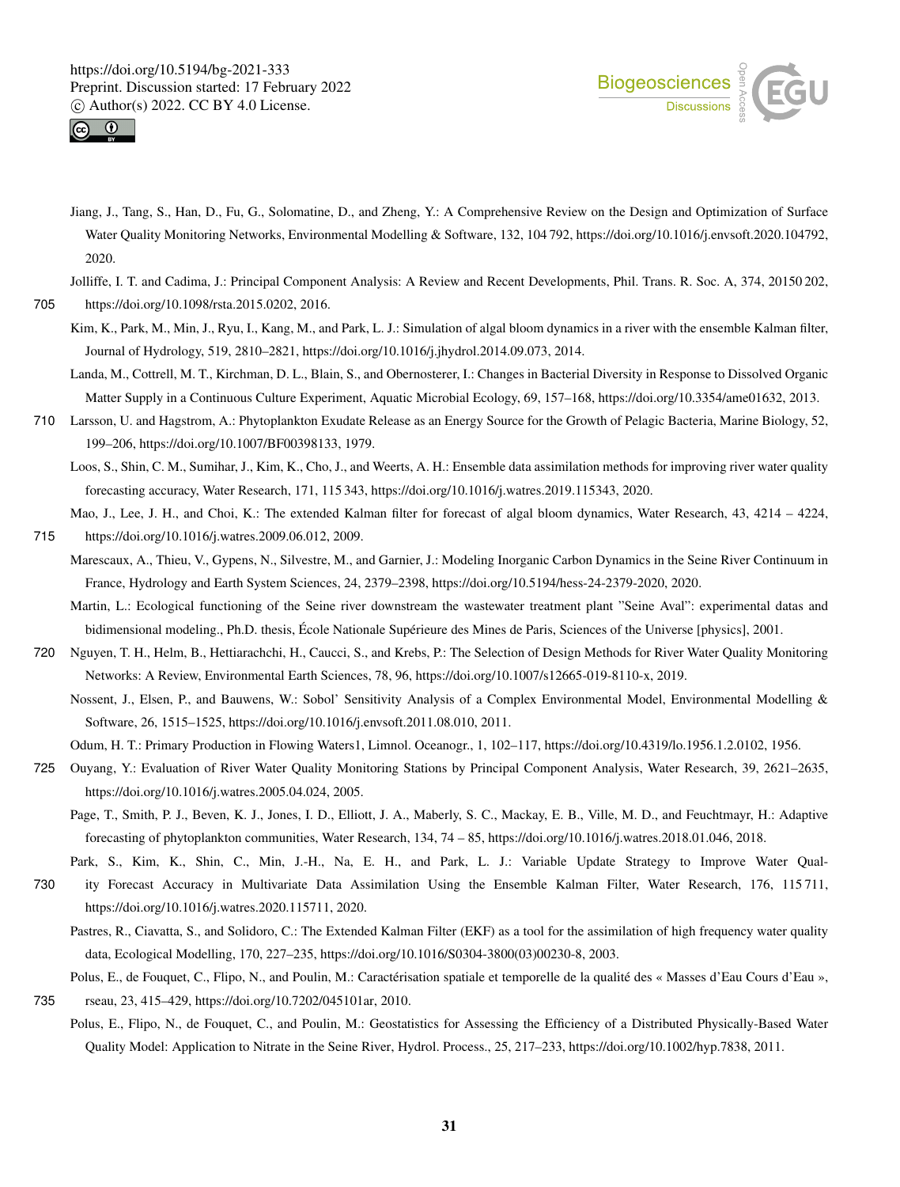Jiang, J., Tang, S., Han, D., Fu, G., Solomatine, D., and Zheng, Y.: A Comprehensive Review on the Design and Optimization of Surface Water Quality Monitoring Networks, Environmental Modelling & Software, 132, 104 792, https://doi.org/10.1016/j.envsoft.2020.104792, 2020.

Jolliffe, I. T. and Cadima, J.: Principal Component Analysis: A Review and Recent Developments, Phil. Trans. R. Soc. A, 374, 20150 202, https://doi.org/10.1098/rsta.2015.0202, 2016.

Kim, K., Park, M., Min, J., Ryu, I., Kang, M., and Park, L. J.: Simulation of algal bloom dynamics in a river with the ensemble Kalman filter, Journal of Hydrology, 519, 2810–2821, https://doi.org/10.1016/j.jhydrol.2014.09.073, 2014.

Landa, M., Cottrell, M. T., Kirchman, D. L., Blain, S., and Obernosterer, I.: Changes in Bacterial Diversity in Response to Dissolved Organic Matter Supply in a Continuous Culture Experiment, Aquatic Microbial Ecology, 69, 157–168, https://doi.org/10.3354/ame01632, 2013.

Larsson, U. and Hagstrom, A.: Phytoplankton Exudate Release as an Energy Source for the Growth of Pelagic Bacteria, Marine Biology, 52, 199–206, https://doi.org/10.1007/BF00398133, 1979.

Loos, S., Shin, C. M., Sumihar, J., Kim, K., Cho, J., and Weerts, A. H.: Ensemble data assimilation methods for improving river water quality forecasting accuracy, Water Research, 171, 115 343, https://doi.org/10.1016/j.watres.2019.115343, 2020.

Mao, J., Lee, J. H., and Choi, K.: The extended Kalman filter for forecast of algal bloom dynamics, Water Research, 43, 4214 – 4224, https://doi.org/10.1016/j.watres.2009.06.012, 2009.

Marescaux, A., Thieu, V., Gypens, N., Silvestre, M., and Garnier, J.: Modeling Inorganic Carbon Dynamics in the Seine River Continuum in France, Hydrology and Earth System Sciences, 24, 2379–2398, https://doi.org/10.5194/hess-24-2379-2020, 2020.

Martin, L.: Ecological functioning of the Seine river downstream the wastewater treatment plant "Seine Aval": experimental datas and bidimensional modeling., Ph.D. thesis, École Nationale Supérieure des Mines de Paris, Sciences of the Universe [physics], 2001.

Nguyen, T. H., Helm, B., Hettiarachchi, H., Caucci, S., and Krebs, P.: The Selection of Design Methods for River Water Quality Monitoring Networks: A Review, Environmental Earth Sciences, 78, 96, https://doi.org/10.1007/s12665-019-8110-x, 2019.

Nossent, J., Elsen, P., and Bauwens, W.: Sobol' Sensitivity Analysis of a Complex Environmental Model, Environmental Modelling & Software, 26, 1515–1525, https://doi.org/10.1016/j.envsoft.2011.08.010, 2011.

Odum, H. T.: Primary Production in Flowing Waters1, Limnol. Oceanogr., 1, 102–117, https://doi.org/10.4319/lo.1956.1.2.0102, 1956.

Ouyang, Y.: Evaluation of River Water Quality Monitoring Stations by Principal Component Analysis, Water Research, 39, 2621–2635, https://doi.org/10.1016/j.watres.2005.04.024, 2005.

Page, T., Smith, P. J., Beven, K. J., Jones, I. D., Elliott, J. A., Maberly, S. C., Mackay, E. B., Ville, M. D., and Feuchtmayr, H.: Adaptive forecasting of phytoplankton communities, Water Research, 134, 74 – 85, https://doi.org/10.1016/j.watres.2018.01.046, 2018.

Park, S., Kim, K., Shin, C., Min, J.-H., Na, E. H., and Park, L. J.: Variable Update Strategy to Improve Water Quality Forecast Accuracy in Multivariate Data Assimilation Using the Ensemble Kalman Filter, Water Research, 176, 115 711, https://doi.org/10.1016/j.watres.2020.115711, 2020.

Pastres, R., Ciavatta, S., and Solidoro, C.: The Extended Kalman Filter (EKF) as a tool for the assimilation of high frequency water quality data, Ecological Modelling, 170, 227–235, https://doi.org/10.1016/S0304-3800(03)00230-8, 2003.

Polus, E., de Fouquet, C., Flipo, N., and Poulin, M.: Caractérisation spatiale et temporelle de la qualité des « Masses d'Eau Cours d'Eau », rseau, 23, 415–429, https://doi.org/10.7202/045101ar, 2010.

Polus, E., Flipo, N., de Fouquet, C., and Poulin, M.: Geostatistics for Assessing the Efficiency of a Distributed Physically-Based Water Quality Model: Application to Nitrate in the Seine River, Hydrol. Process., 25, 217–233, https://doi.org/10.1002/hyp.7838, 2011.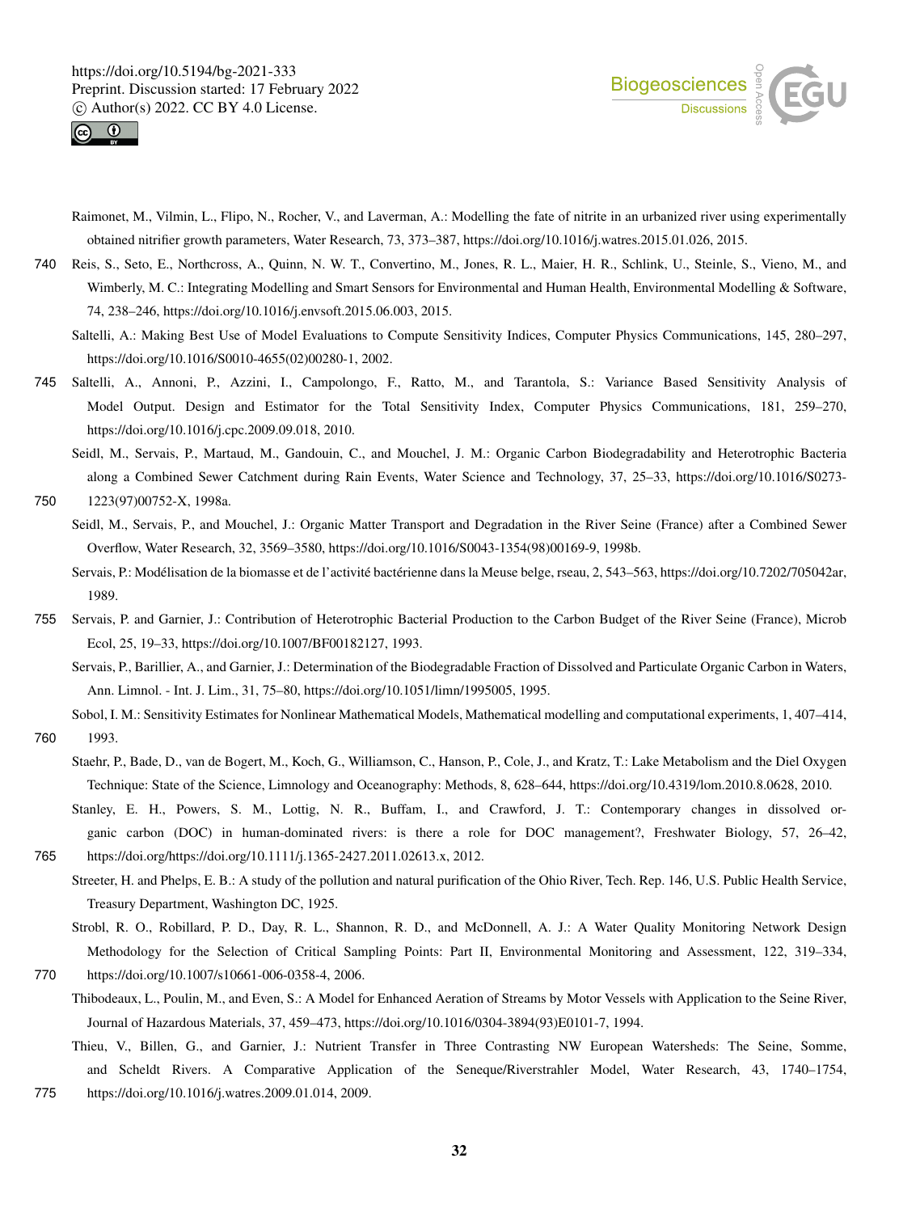Raimonet, M., Vilmin, L., Flipo, N., Rocher, V., and Laverman, A.: Modelling the fate of nitrite in an urbanized river using experimentally obtained nitrifier growth parameters, Water Research, 73, 373–387, https://doi.org/10.1016/j.watres.2015.01.026, 2015.

Reis, S., Seto, E., Northcross, A., Quinn, N. W. T., Convertino, M., Jones, R. L., Maier, H. R., Schlink, U., Steinle, S., Vieno, M., and Wimberly, M. C.: Integrating Modelling and Smart Sensors for Environmental and Human Health, Environmental Modelling & Software, 74, 238–246, https://doi.org/10.1016/j.envsoft.2015.06.003, 2015.

Saltelli, A.: Making Best Use of Model Evaluations to Compute Sensitivity Indices, Computer Physics Communications, 145, 280–297, https://doi.org/10.1016/S0010-4655(02)00280-1, 2002.

Saltelli, A., Annoni, P., Azzini, I., Campolongo, F., Ratto, M., and Tarantola, S.: Variance Based Sensitivity Analysis of Model Output. Design and Estimator for the Total Sensitivity Index, Computer Physics Communications, 181, 259–270, https://doi.org/10.1016/j.cpc.2009.09.018, 2010.

Seidl, M., Servais, P., Martaud, M., Gandouin, C., and Mouchel, J. M.: Organic Carbon Biodegradability and Heterotrophic Bacteria along a Combined Sewer Catchment during Rain Events, Water Science and Technology, 37, 25–33, https://doi.org/10.1016/S0273-1223(97)00752-X, 1998a.

Seidl, M., Servais, P., and Mouchel, J.: Organic Matter Transport and Degradation in the River Seine (France) after a Combined Sewer Overflow, Water Research, 32, 3569–3580, https://doi.org/10.1016/S0043-1354(98)00169-9, 1998b.

Servais, P.: Modélisation de la biomasse et de l'activité bactérienne dans la Meuse belge, rseau, 2, 543–563, https://doi.org/10.7202/705042ar, 1989.

Servais, P. and Garnier, J.: Contribution of Heterotrophic Bacterial Production to the Carbon Budget of the River Seine (France), Microb Ecol, 25, 19–33, https://doi.org/10.1007/BF00182127, 1993.

Servais, P., Barillier, A., and Garnier, J.: Determination of the Biodegradable Fraction of Dissolved and Particulate Organic Carbon in Waters, Ann. Limnol. - Int. J. Lim., 31, 75–80, https://doi.org/10.1051/limn/1995005, 1995.

Sobol, I. M.: Sensitivity Estimates for Nonlinear Mathematical Models, Mathematical modelling and computational experiments, 1, 407–414, 1993.

Staehr, P., Bade, D., van de Bogert, M., Koch, G., Williamson, C., Hanson, P., Cole, J., and Kratz, T.: Lake Metabolism and the Diel Oxygen Technique: State of the Science, Limnology and Oceanography: Methods, 8, 628–644, https://doi.org/10.4319/lom.2010.8.0628, 2010.

Stanley, E. H., Powers, S. M., Lottig, N. R., Buffam, I., and Crawford, J. T.: Contemporary changes in dissolved organic carbon (DOC) in human-dominated rivers: is there a role for DOC management?, Freshwater Biology, 57, 26–42, https://doi.org/https://doi.org/10.1111/j.1365-2427.2011.02613.x, 2012.

Streeter, H. and Phelps, E. B.: A study of the pollution and natural purification of the Ohio River, Tech. Rep. 146, U.S. Public Health Service, Treasury Department, Washington DC, 1925.

Strobl, R. O., Robillard, P. D., Day, R. L., Shannon, R. D., and McDonnell, A. J.: A Water Quality Monitoring Network Design Methodology for the Selection of Critical Sampling Points: Part II, Environmental Monitoring and Assessment, 122, 319–334, https://doi.org/10.1007/s10661-006-0358-4, 2006.

Thibodeaux, L., Poulin, M., and Even, S.: A Model for Enhanced Aeration of Streams by Motor Vessels with Application to the Seine River, Journal of Hazardous Materials, 37, 459–473, https://doi.org/10.1016/0304-3894(93)E0101-7, 1994.

Thieu, V., Billen, G., and Garnier, J.: Nutrient Transfer in Three Contrasting NW European Watersheds: The Seine, Somme, and Scheldt Rivers. A Comparative Application of the Seneque/Riverstrahler Model, Water Research, 43, 1740–1754, https://doi.org/10.1016/j.watres.2009.01.014, 2009.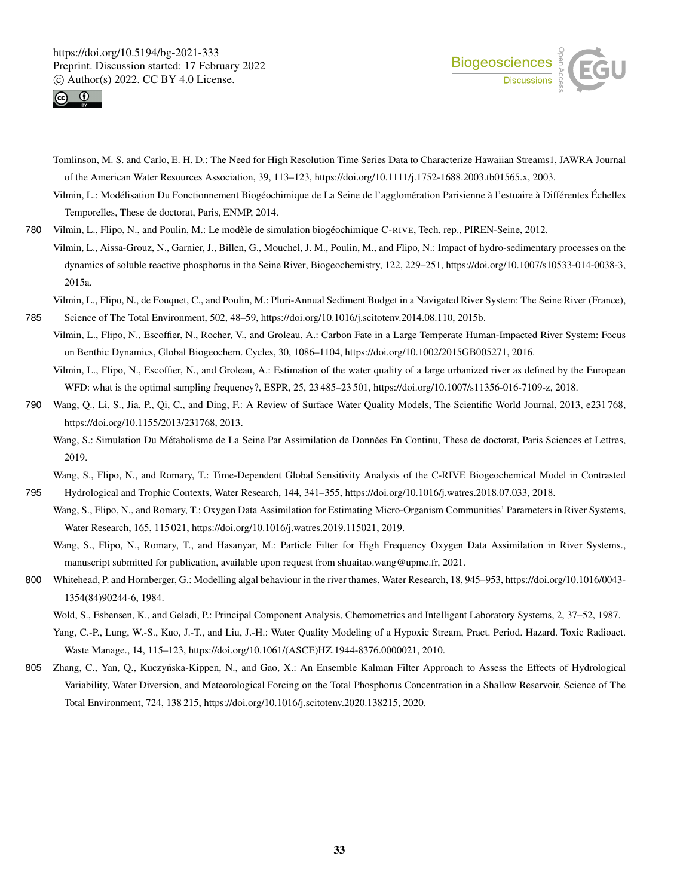Tomlinson, M. S. and Carlo, E. H. D.: The Need for High Resolution Time Series Data to Characterize Hawaiian Streams1, JAWRA Journal of the American Water Resources Association, 39, 113–123, https://doi.org/10.1111/j.1752-1688.2003.tb01565.x, 2003.

Vilmin, L.: Modélisation Du Fonctionnement Biogéochimique de La Seine de l'agglomération Parisienne à l'estuaire à Différentes Échelles Temporelles, These de doctorat, Paris, ENMP, 2014.

Vilmin, L., Flipo, N., and Poulin, M.: Le modèle de simulation biogéochimique C-RIVE, Tech. rep., PIREN-Seine, 2012.

Vilmin, L., Aissa-Grouz, N., Garnier, J., Billen, G., Mouchel, J. M., Poulin, M., and Flipo, N.: Impact of hydro-sedimentary processes on the dynamics of soluble reactive phosphorus in the Seine River, Biogeochemistry, 122, 229–251, https://doi.org/10.1007/s10533-014-0038-3, 2015a.

Vilmin, L., Flipo, N., de Fouquet, C., and Poulin, M.: Pluri-Annual Sediment Budget in a Navigated River System: The Seine River (France), Science of The Total Environment, 502, 48–59, https://doi.org/10.1016/j.scitotenv.2014.08.110, 2015b.

Vilmin, L., Flipo, N., Escoffier, N., Rocher, V., and Groleau, A.: Carbon Fate in a Large Temperate Human-Impacted River System: Focus on Benthic Dynamics, Global Biogeochem. Cycles, 30, 1086–1104, https://doi.org/10.1002/2015GB005271, 2016.

Vilmin, L., Flipo, N., Escoffier, N., and Groleau, A.: Estimation of the water quality of a large urbanized river as defined by the European WFD: what is the optimal sampling frequency?, ESPR, 25, 23 485–23 501, https://doi.org/10.1007/s11356-016-7109-z, 2018.

Wang, Q., Li, S., Jia, P., Qi, C., and Ding, F.: A Review of Surface Water Quality Models, The Scientific World Journal, 2013, e231 768, https://doi.org/10.1155/2013/231768, 2013.

Wang, S.: Simulation Du Métabolisme de La Seine Par Assimilation de Données En Continu, These de doctorat, Paris Sciences et Lettres, 2019.

Wang, S., Flipo, N., and Romary, T.: Time-Dependent Global Sensitivity Analysis of the C-RIVE Biogeochemical Model in Contrasted Hydrological and Trophic Contexts, Water Research, 144, 341–355, https://doi.org/10.1016/j.watres.2018.07.033, 2018.

Wang, S., Flipo, N., and Romary, T.: Oxygen Data Assimilation for Estimating Micro-Organism Communities' Parameters in River Systems, Water Research, 165, 115 021, https://doi.org/10.1016/j.watres.2019.115021, 2019.

Wang, S., Flipo, N., Romary, T., and Hasanyar, M.: Particle Filter for High Frequency Oxygen Data Assimilation in River Systems., manuscript submitted for publication, available upon request from shuaitao.wang@upmc.fr, 2021.

Whitehead, P. and Hornberger, G.: Modelling algal behaviour in the river thames, Water Research, 18, 945–953, https://doi.org/10.1016/0043-1354(84)90244-6, 1984.

Wold, S., Esbensen, K., and Geladi, P.: Principal Component Analysis, Chemometrics and Intelligent Laboratory Systems, 2, 37–52, 1987.

Yang, C.-P., Lung, W.-S., Kuo, J.-T., and Liu, J.-H.: Water Quality Modeling of a Hypoxic Stream, Pract. Period. Hazard. Toxic Radioact. Waste Manage., 14, 115–123, https://doi.org/10.1061/(ASCE)HZ.1944-8376.0000021, 2010.

Zhang, C., Yan, Q., Kuczyńska-Kippen, N., and Gao, X.: An Ensemble Kalman Filter Approach to Assess the Effects of Hydrological Variability, Water Diversion, and Meteorological Forcing on the Total Phosphorus Concentration in a Shallow Reservoir, Science of The Total Environment, 724, 138 215, https://doi.org/10.1016/j.scitotenv.2020.138215, 2020.